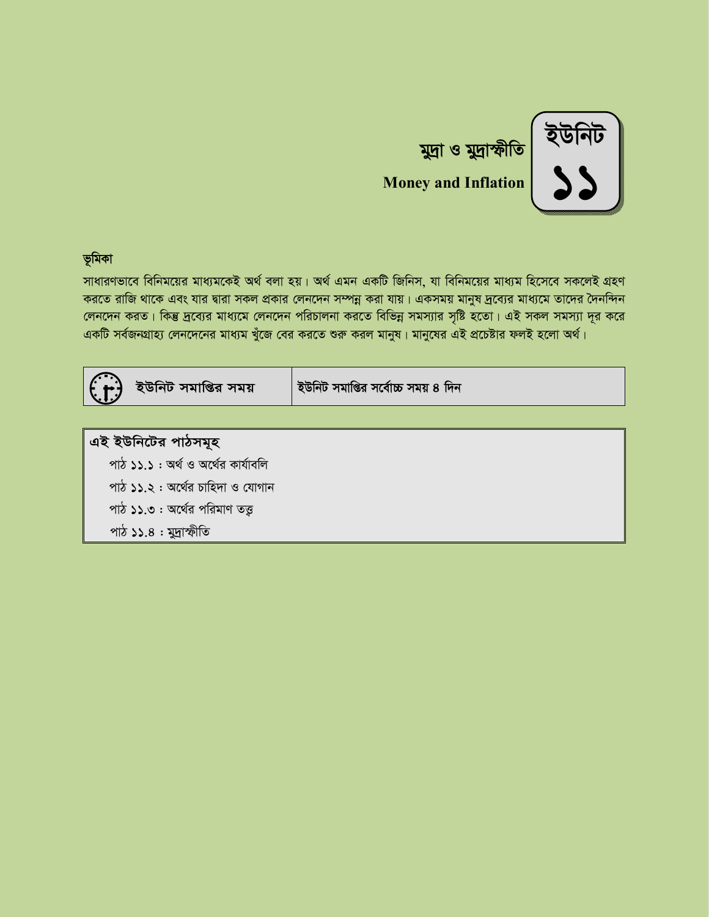# ইউনিট ১১

## মুদ্রা ও মুদ্রাস্ফীতি

**Money and Inflation**

### ভূমিকা

সাধারণভাবে বিনিময়ের মাধ্যমকেই অর্থ বলা হয়। অর্থ এমন একটি জিনিস, যা বিনিময়ের মাধ্যম হিসেবে সকলেই গ্রহণ করতে রাজি থাকে এবং যার দ্বারা সকল প্রকার লেনদেন সম্পন্ন করা যায়। একসময় মানুষ দ্রব্যের মাধ্যমে তাদের দৈনন্দিন লেনদেন করত। কিন্তু দ্রব্যের মাধ্যমে লেনদেন পরিচালনা করতে বিভিন্ন সমস্যার সৃষ্টি হতো। এই সকল সমস্যা দূর করে একটি সর্বজনগ্রাহ্য লেনদেনের মাধ্যম খুঁজে বের করতে শুরু করল মানুষ। মানুষের এই প্রচেষ্টার ফলই হলো অর্থ।

| ইউনিট সমাপ্তির সময় | ইউনিট সমাপ্তির সর্বোচ্চ সময় ৪ দিন |
|---|---|

**এই ইউনিটের পাঠসমূহ**

- পাঠ ১১.১ : অর্থ ও অর্থের কার্যাবলি
- পাঠ ১১.২ : অর্থের চাহিদা ও যোগান
- পাঠ ১১.৩ : অর্থের পরিমাণ তত্ত্ব
- পাঠ ১১.৪ : মুদ্রাস্ফীতি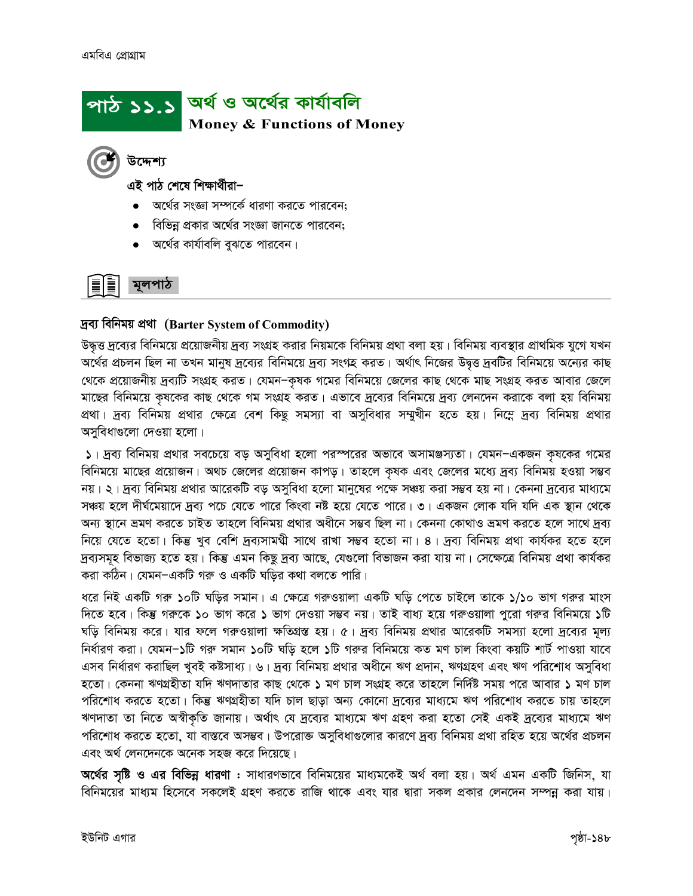# পাঠ ১১.১ অর্থ ও অর্থের কার্যাবলি

**Money & Functions of Money**

## উদ্দেশ্য

এই পাঠ শেষে শিক্ষার্থীরা–

- অর্থের সংজ্ঞা সম্পর্কে ধারণা করতে পারবেন;
- বিভিন্ন প্রকার অর্থের সংজ্ঞা জানতে পারবেন;
- অর্থের কার্যাবলি বুঝতে পারবেন।

## মূলপাঠ

### দ্রব্য বিনিময় প্রথা (Barter System of Commodity)

উদ্বৃত্ত দ্রব্যের বিনিময়ে প্রয়োজনীয় দ্রব্য সংগ্রহ করার নিয়মকে বিনিময় প্রথা বলা হয়। বিনিময় ব্যবস্থার প্রাথমিক যুগে যখন অর্থের প্রচলন ছিল না তখন মানুষ দ্রব্যের বিনিময়ে দ্রব্য সংগ্রহ করত। অর্থাৎ নিজের উদ্বৃত্ত দ্রব্যটির বিনিময়ে অন্যের কাছ থেকে প্রয়োজনীয় দ্রব্যটি সংগ্রহ করত। যেমন–কৃষক গমের বিনিময়ে জেলের কাছ থেকে মাছ সংগ্রহ করত আবার জেলে মাছের বিনিময়ে কৃষকের কাছ থেকে গম সংগ্রহ করত। এভাবে দ্রব্যের বিনিময়ে দ্রব্য লেনদেন করাকে বলা হয় বিনিময় প্রথা। দ্রব্য বিনিময় প্রথার ক্ষেত্রে বেশ কিছু সমস্যা বা অসুবিধার সম্মুখীন হতে হয়। নিম্নে দ্রব্য বিনিময় প্রথার অসুবিধাগুলো দেওয়া হলো।

১। দ্রব্য বিনিময় প্রথার সবচেয়ে বড় অসুবিধা হলো পরস্পরের অভাবে অসামঞ্জস্যতা। যেমন–একজন কৃষকের গমের বিনিময়ে মাছের প্রয়োজন। অথচ জেলের প্রয়োজন কাপড়। তাহলে কৃষক এবং জেলের মধ্যে দ্রব্য বিনিময় হওয়া সম্ভব নয়। ২। দ্রব্য বিনিময় প্রথার আরেকটি বড় অসুবিধা হলো মানুষের পক্ষে সঞ্চয় করা সম্ভব হয় না। কেননা দ্রব্যের মাধ্যমে সঞ্চয় হলে দীর্ঘমেয়াদে দ্রব্য পচে যেতে পারে কিংবা নষ্ট হয়ে যেতে পারে। ৩। একজন লোক যদি যদি এক স্থান থেকে অন্য স্থানে ভ্রমণ করতে চাইত তাহলে বিনিময় প্রথার অধীনে সম্ভব ছিল না। কেননা কোথাও ভ্রমণ করতে হলে সাথে দ্রব্য নিয়ে যেতে হতো। কিন্তু খুব বেশি দ্রব্যসামগ্রী সাথে রাখা সম্ভব হতো না। ৪। দ্রব্য বিনিময় প্রথা কার্যকর হতে হলে দ্রব্যসমূহ বিভাজ্য হতে হয়। কিন্তু এমন কিছু দ্রব্য আছে, যেগুলো বিভাজন করা যায় না। সেক্ষেত্রে বিনিময় প্রথা কার্যকর করা কঠিন। যেমন–একটি গরু ও একটি ঘড়ির কথা বলতে পারি।

ধরে নিই একটি গরু ১০টি ঘড়ির সমান। এ ক্ষেত্রে গরুওয়ালা একটি ঘড়ি পেতে চাইলে তাকে ১/১০ ভাগ গরুর মাংস দিতে হবে। কিন্তু গরুকে ১০ ভাগ করে ১ ভাগ দেওয়া সম্ভব নয়। তাই বাধ্য হয়ে গরুওয়ালা পুরো গরুর বিনিময়ে ১টি ঘড়ি বিনিময় করে। যার ফলে গরুওয়ালা ক্ষতিগ্রস্ত হয়। ৫। দ্রব্য বিনিময় প্রথার আরেকটি সমস্যা হলো দ্রব্যের মূল্য নির্ধারণ করা। যেমন–১টি গরু সমান ১০টি ঘড়ি হলে ১টি গরুর বিনিময়ে কত মণ চাল কিংবা কয়টি শার্ট পাওয়া যাবে এসব নির্ধারণ করাছিল খুবই কষ্টসাধ্য। ৬। দ্রব্য বিনিময় প্রথার অধীনে ঋণ প্রদান, ঋণগ্রহণ এবং ঋণ পরিশোধ অসুবিধা হতো। কেননা ঋণগ্রহীতা যদি ঋণদাতার কাছ থেকে ১ মণ চাল সংগ্রহ করে তাহলে নির্দিষ্ট সময় পরে আবার ১ মণ চাল পরিশোধ করতে হতো। কিন্তু ঋণগ্রহীতা যদি চাল ছাড়া অন্য কোনো দ্রব্যের মাধ্যমে ঋণ পরিশোধ করতে চায় তাহলে ঋণদাতা তা নিতে অস্বীকৃতি জানায়। অর্থাৎ যে দ্রব্যের মাধ্যমে ঋণ গ্রহণ করা হতো সেই একই দ্রব্যের মাধ্যমে ঋণ পরিশোধ করতে হতো, যা বাস্তবে অসম্ভব। উপরোক্ত অসুবিধাগুলোর কারণে দ্রব্য বিনিময় প্রথা রহিত হয়ে অর্থের প্রচলন এবং অর্থ লেনদেনকে অনেক সহজ করে দিয়েছে।

**অর্থের সৃষ্টি ও এর বিভিন্ন ধারণা :** সাধারণভাবে বিনিময়ের মাধ্যমকেই অর্থ বলা হয়। অর্থ এমন একটি জিনিস, যা বিনিময়ের মাধ্যম হিসেবে সকলেই গ্রহণ করতে রাজি থাকে এবং যার দ্বারা সকল প্রকার লেনদেন সম্পন্ন করা যায়।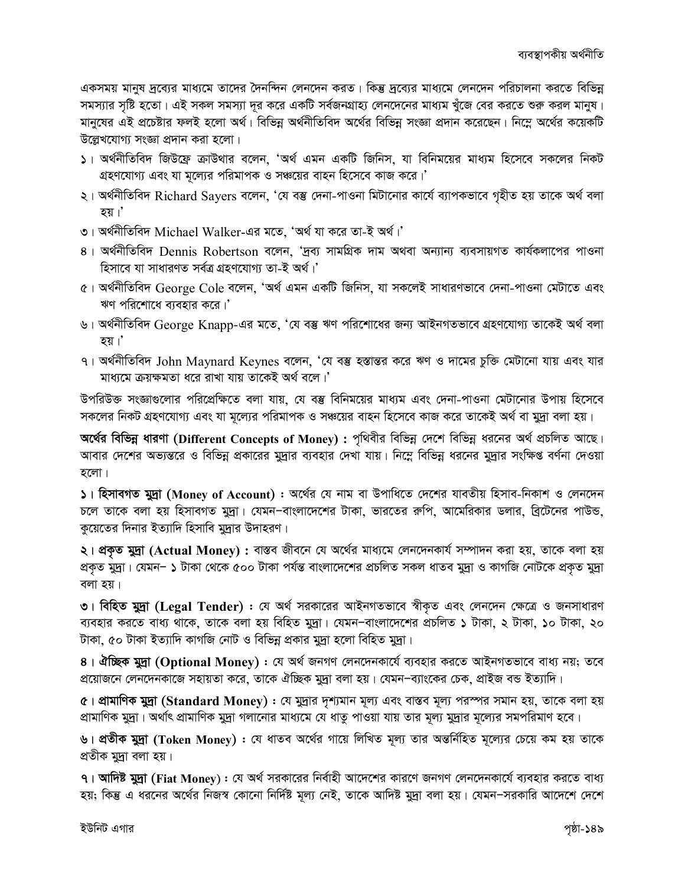একসময় মানুষ দ্রব্যের মাধ্যমে তাদের দৈনন্দিন লেনদেন করত। কিন্তু দ্রব্যের মাধ্যমে লেনদেন পরিচালনা করতে বিভিন্ন সমস্যার সৃষ্টি হতো। এই সকল সমস্যা দূর করে একটি সর্বজনগ্রাহ্য লেনদেনের মাধ্যম খুঁজে বের করতে শুরু করল মানুষ। মানুষের এই প্রচেষ্টার ফলই হলো অর্থ। বিভিন্ন অর্থনীতিবিদ অর্থের বিভিন্ন সংজ্ঞা প্রদান করেছেন। নিম্নে অর্থের কয়েকটি উল্লেখযোগ্য সংজ্ঞা প্রদান করা হলো।

১। অর্থনীতিবিদ জিউফ্রে ক্রাউথার বলেন, 'অর্থ এমন একটি জিনিস, যা বিনিময়ের মাধ্যম হিসেবে সকলের নিকট গ্রহণযোগ্য এবং যা মূল্যের পরিমাপক ও সঞ্চয়ের বাহন হিসেবে কাজ করে।'

২। অর্থনীতিবিদ Richard Sayers বলেন, 'যে বস্তু দেনা-পাওনা মিটানোর কার্যে ব্যাপকভাবে গৃহীত হয় তাকে অর্থ বলা হয়।'

৩। অর্থনীতিবিদ Michael Walker-এর মতে, 'অর্থ যা করে তা-ই অর্থ।'

৪। অর্থনীতিবিদ Dennis Robertson বলেন, 'দ্রব্য সামগ্রিক দাম অথবা অন্যান্য ব্যবসায়গত কার্যকলাপের পাওনা হিসাবে যা সাধারণত সর্বত্র গ্রহণযোগ্য তা-ই অর্থ।'

৫। অর্থনীতিবিদ George Cole বলেন, 'অর্থ এমন একটি জিনিস, যা সকলেই সাধারণভাবে দেনা-পাওনা মেটাতে এবং ঋণ পরিশোধে ব্যবহার করে।'

৬। অর্থনীতিবিদ George Knapp-এর মতে, 'যে বস্তু ঋণ পরিশোধের জন্য আইনগতভাবে গ্রহণযোগ্য তাকেই অর্থ বলা হয়।'

৭। অর্থনীতিবিদ John Maynard Keynes বলেন, 'যে বস্তু হস্তান্তর করে ঋণ ও দামের চুক্তি মেটানো যায় এবং যার মাধ্যমে ক্রয়ক্ষমতা ধরে রাখা যায় তাকেই অর্থ বলে।'

উপরিউক্ত সংজ্ঞাগুলোর পরিপ্রেক্ষিতে বলা যায়, যে বস্তু বিনিময়ের মাধ্যম এবং দেনা-পাওনা মেটানোর উপায় হিসেবে সকলের নিকট গ্রহণযোগ্য এবং যা মূল্যের পরিমাপক ও সঞ্চয়ের বাহন হিসেবে কাজ করে তাকেই অর্থ বা মুদ্রা বলা হয়।

**অর্থের বিভিন্ন ধারণা (Different Concepts of Money) :** পৃথিবীর বিভিন্ন দেশে বিভিন্ন ধরনের অর্থ প্রচলিত আছে। আবার দেশের অভ্যন্তরে ও বিভিন্ন প্রকারের মুদ্রার ব্যবহার দেখা যায়। নিম্নে বিভিন্ন ধরনের মুদ্রার সংক্ষিপ্ত বর্ণনা দেওয়া হলো।

**১। হিসাবগত মুদ্রা (Money of Account) :** অর্থের যে নাম বা উপাধিতে দেশের যাবতীয় হিসাব-নিকাশ ও লেনদেন চলে তাকে বলা হয় হিসাবগত মুদ্রা। যেমন–বাংলাদেশের টাকা, ভারতের রুপি, আমেরিকার ডলার, ব্রিটেনের পাউন্ড, কুয়েতের দিনার ইত্যাদি হিসাবি মুদ্রার উদাহরণ।

**২। প্রকৃত মুদ্রা (Actual Money) :** বাস্তব জীবনে যে অর্থের মাধ্যমে লেনদেনকার্য সম্পাদন করা হয়, তাকে বলা হয় প্রকৃত মুদ্রা। যেমন– ১ টাকা থেকে ৫০০ টাকা পর্যন্ত বাংলাদেশের প্রচলিত সকল ধাতব মুদ্রা ও কাগজি নোটকে প্রকৃত মুদ্রা বলা হয়।

**৩। বিহিত মুদ্রা (Legal Tender) :** যে অর্থ সরকারের আইনগতভাবে স্বীকৃত এবং লেনদেন ক্ষেত্রে ও জনসাধারণ ব্যবহার করতে বাধ্য থাকে, তাকে বলা হয় বিহিত মুদ্রা। যেমন–বাংলাদেশের প্রচলিত ১ টাকা, ২ টাকা, ১০ টাকা, ২০ টাকা, ৫০ টাকা ইত্যাদি কাগজি নোট ও বিভিন্ন প্রকার মুদ্রা হলো বিহিত মুদ্রা।

**৪। ঐচ্ছিক মুদ্রা (Optional Money) :** যে অর্থ জনগণ লেনদেনকার্যে ব্যবহার করতে আইনগতভাবে বাধ্য নয়; তবে প্রয়োজনে লেনদেনকাজে সহায়তা করে, তাকে ঐচ্ছিক মুদ্রা বলা হয়। যেমন–ব্যাংকের চেক, প্রাইজ বন্ড ইত্যাদি।

**৫। প্রামাণিক মুদ্রা (Standard Money) :** যে মুদ্রার দৃশ্যমান মূল্য এবং বাস্তব মূল্য পরস্পর সমান হয়, তাকে বলা হয় প্রামাণিক মুদ্রা। অর্থাৎ প্রামাণিক মুদ্রা গলানোর মাধ্যমে যে ধাতু পাওয়া যায় তার মূল্য মুদ্রার মূল্যের সমপরিমাণ হবে।

**৬। প্রতীক মুদ্রা (Token Money) :** যে ধাতব অর্থের গায়ে লিখিত মূল্য তার অন্তর্নিহিত মূল্যের চেয়ে কম হয় তাকে প্রতীক মুদ্রা বলা হয়।

**৭। আদিষ্ট মুদ্রা (Fiat Money) :** যে অর্থ সরকারের নির্বাহী আদেশের কারণে জনগণ লেনদেনকার্যে ব্যবহার করতে বাধ্য হয়; কিন্তু এ ধরনের অর্থের নিজস্ব কোনো নির্দিষ্ট মূল্য নেই, তাকে আদিষ্ট মুদ্রা বলা হয়। যেমন–সরকারি আদেশে দেশে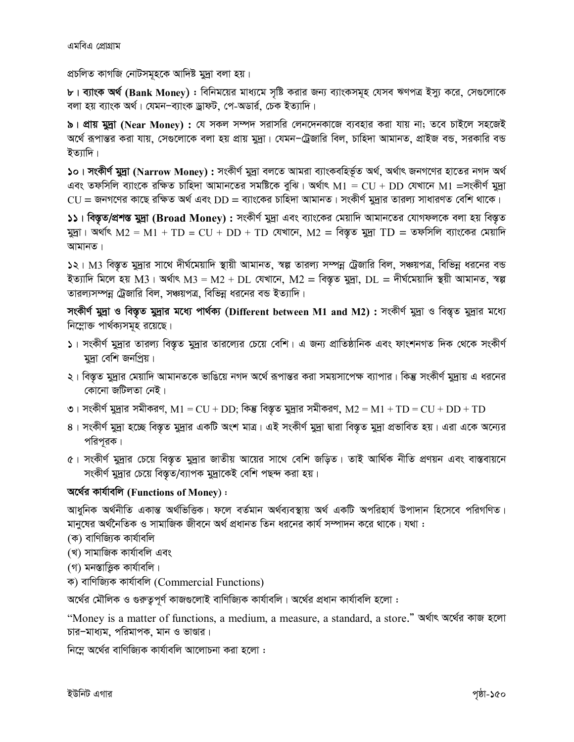প্রচলিত কাগজি নোটসমূহকে আদিষ্ট মুদ্রা বলা হয়।

৮। **ব্যাংক অর্থ (Bank Money) :** বিনিময়ের মাধ্যমে সৃষ্টি করার জন্য ব্যাংকসমূহ যেসব ঋণপত্র ইস্যু করে, সেগুলোকে বলা হয় ব্যাংক অর্থ। যেমন–ব্যাংক ড্রাফট, পে-অডার্র, চেক ইত্যাদি।

৯। **প্রায় মুদ্রা (Near Money) :** যে সকল সম্পদ সরাসরি লেনদেনকাজে ব্যবহার করা যায় না; তবে চাইলে সহজেই অর্থে রূপান্তর করা যায়, সেগুলোকে বলা হয় প্রায় মুদ্রা। যেমন–ট্রেজারি বিল, চাহিদা আমানত, প্রাইজ বন্ড, সরকারি বন্ড ইত্যাদি।

১০। **সংকীর্ণ মুদ্রা (Narrow Money) :** সংকীর্ণ মুদ্রা বলতে আমরা ব্যাংকবহির্ভূত অর্থ, অর্থাৎ জনগণের হাতের নগদ অর্থ এবং তফসিলি ব্যাংকে রক্ষিত চাহিদা আমানতের সমষ্টিকে বুঝি। অর্থাৎ $M1 = CU + DD$ যেখানে $M1$ =সংকীর্ণ মুদ্রা $CU$ = জনগণের কাছে রক্ষিত অর্থ এবং $DD$ = ব্যাংকের চাহিদা আমানত। সংকীর্ণ মুদ্রার তারল্য সাধারণত বেশি থাকে।

১১। **বিস্তৃত/প্রশস্ত মুদ্রা (Broad Money) :** সংকীর্ণ মুদ্রা এবং ব্যাংকের মেয়াদি আমানতের যোগফলকে বলা হয় বিস্তৃত মুদ্রা। অর্থাৎ $M2 = M1 + TD = CU + DD + TD$ যেখানে, $M2$ = বিস্তৃত মুদ্রা $TD$ = তফসিলি ব্যাংকের মেয়াদি আমানত।

১২। M3 বিস্তৃত মুদ্রার সাথে দীর্ঘমেয়াদি স্থায়ী আমানত, স্বল্প তারল্য সম্পন্ন ট্রেজারি বিল, সঞ্চয়পত্র, বিভিন্ন ধরনের বন্ড ইত্যাদি মিলে হয় M3। অর্থাৎ $M3 = M2 + DL$ যেখানে, $M2$ = বিস্তৃত মুদ্রা, $DL$ = দীর্ঘমেয়াদি স্থয়ী আমানত, স্বল্প তারল্যসম্পন্ন ট্রেজারি বিল, সঞ্চয়পত্র, বিভিন্ন ধরনের বন্ড ইত্যাদি।

**সংকীর্ণ মুদ্রা ও বিস্তৃত মুদ্রার মধ্যে পার্থক্য (Different between M1 and M2) :** সংকীর্ণ মুদ্রা ও বিস্তৃত মুদ্রার মধ্যে নিম্নোক্ত পার্থক্যসমূহ রয়েছে।

১। সংকীর্ণ মুদ্রার তারল্য বিস্তৃত মুদ্রার তারল্যের চেয়ে বেশি। এ জন্য প্রাতিষ্ঠানিক এবং ফাংশনগত দিক থেকে সংকীর্ণ মুদ্রা বেশি জনপ্রিয়।

২। বিস্তৃত মুদ্রার মেয়াদি আমানতকে ভাঙিয়ে নগদ অর্থে রূপান্তর করা সময়সাপেক্ষ ব্যাপার। কিন্তু সংকীর্ণ মুদ্রায় এ ধরনের কোনো জটিলতা নেই।

৩। সংকীর্ণ মুদ্রার সমীকরণ, $M1 = CU + DD$; কিন্তু বিস্তৃত মুদ্রার সমীকরণ, $M2 = M1 + TD = CU + DD + TD$

৪। সংকীর্ণ মুদ্রা হচ্ছে বিস্তৃত মুদ্রার একটি অংশ মাত্র। এই সংকীর্ণ মুদ্রা দ্বারা বিস্তৃত মুদ্রা প্রভাবিত হয়। এরা একে অন্যের পরিপূরক।

৫। সংকীর্ণ মুদ্রার চেয়ে বিস্তৃত মুদ্রার জাতীয় আয়ের সাথে বেশি জড়িত। তাই আর্থিক নীতি প্রণয়ন এবং বাস্তবায়নে সংকীর্ণ মুদ্রার চেয়ে বিস্তৃত/ব্যাপক মুদ্রাকেই বেশি পছন্দ করা হয়।

**অর্থের কার্যাবলি (Functions of Money) :**

আধুনিক অর্থনীতি একান্ত অর্থভিত্তিক। ফলে বর্তমান অর্থব্যবস্থায় অর্থ একটি অপরিহার্য উপাদান হিসেবে পরিগণিত। মানুষের অর্থনৈতিক ও সামাজিক জীবনে অর্থ প্রধানত তিন ধরনের কার্য সম্পাদন করে থাকে। যথা :

(ক) বাণিজ্যিক কার্যাবলি

(খ) সামাজিক কার্যাবলি এবং

(গ) মনস্তাত্ত্বিক কার্যাবলি।

ক) বাণিজ্যিক কার্যাবলি (Commercial Functions)

অর্থের মৌলিক ও গুরুত্বপূর্ণ কাজগুলোই বাণিজ্যিক কার্যাবলি। অর্থের প্রধান কার্যাবলি হলো :

"Money is a matter of functions, a medium, a measure, a standard, a store." অর্থাৎ অর্থের কাজ হলো চার–মাধ্যম, পরিমাপক, মান ও ভাণ্ডার।

নিম্নে অর্থের বাণিজ্যিক কার্যাবলি আলোচনা করা হলো :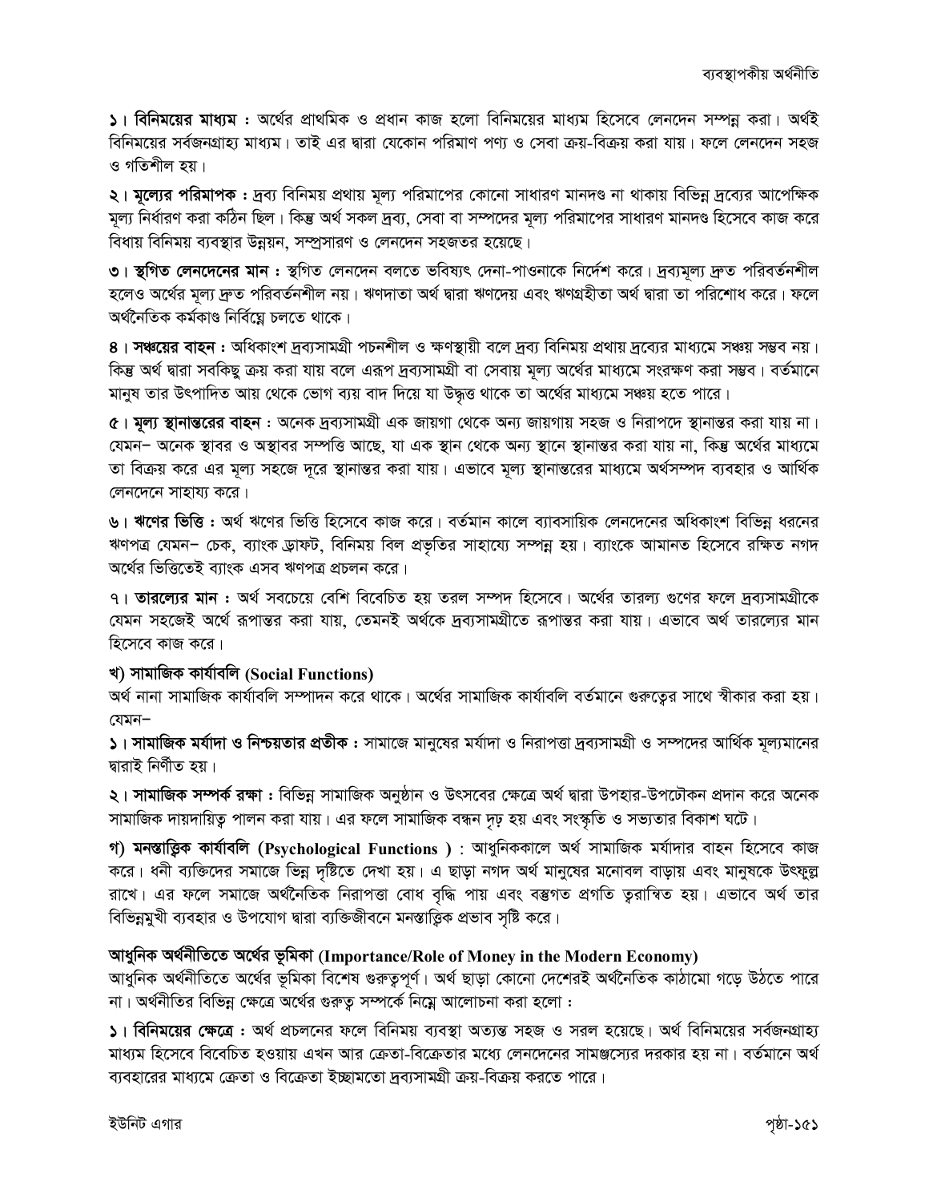**১। বিনিময়ের মাধ্যম :** অর্থের প্রাথমিক ও প্রধান কাজ হলো বিনিময়ের মাধ্যম হিসেবে লেনদেন সম্পন্ন করা। অর্থই বিনিময়ের সর্বজনগ্রাহ্য মাধ্যম। তাই এর দ্বারা যেকোন পরিমাণ পণ্য ও সেবা ক্রয়-বিক্রয় করা যায়। ফলে লেনদেন সহজ ও গতিশীল হয়।

**২। মূল্যের পরিমাপক :** দ্রব্য বিনিময় প্রথায় মূল্য পরিমাপের কোনো সাধারণ মানদণ্ড না থাকায় বিভিন্ন দ্রব্যের আপেক্ষিক মূল্য নির্ধারণ করা কঠিন ছিল। কিন্তু অর্থ সকল দ্রব্য, সেবা বা সম্পদের মূল্য পরিমাপের সাধারণ মানদণ্ড হিসেবে কাজ করে বিধায় বিনিময় ব্যবস্থার উন্নয়ন, সম্প্রসারণ ও লেনদেন সহজতর হয়েছে।

**৩। স্থগিত লেনদেনের মান :** স্থগিত লেনদেন বলতে ভবিষ্যৎ দেনা-পাওনাকে নির্দেশ করে। দ্রব্যমূল্য দ্রুত পরিবর্তনশীল হলেও অর্থের মূল্য দ্রুত পরিবর্তনশীল নয়। ঋণদাতা অর্থ দ্বারা ঋণদেয় এবং ঋণগ্রহীতা অর্থ দ্বারা তা পরিশোধ করে। ফলে অর্থনৈতিক কর্মকাণ্ড নির্বিঘ্নে চলতে থাকে।

**৪। সঞ্চয়ের বাহন :** অধিকাংশ দ্রব্যসামগ্রী পচনশীল ও ক্ষণস্থায়ী বলে দ্রব্য বিনিময় প্রথায় দ্রব্যের মাধ্যমে সঞ্চয় সম্ভব নয়। কিন্তু অর্থ দ্বারা সবকিছু ক্রয় করা যায় বলে এরূপ দ্রব্যসামগ্রী বা সেবায় মূল্য অর্থের মাধ্যমে সংরক্ষণ করা সম্ভব। বর্তমানে মানুষ তার উৎপাদিত আয় থেকে ভোগ ব্যয় বাদ দিয়ে যা উদ্ধৃত্ত থাকে তা অর্থের মাধ্যমে সঞ্চয় হতে পারে।

**৫। মূল্য স্থানান্তরের বাহন :** অনেক দ্রব্যসামগ্রী এক জায়গা থেকে অন্য জায়গায় সহজ ও নিরাপদে স্থানান্তর করা যায় না। যেমন– অনেক স্থাবর ও অস্থাবর সম্পত্তি আছে, যা এক স্থান থেকে অন্য স্থানে স্থানান্তর করা যায় না, কিন্তু অর্থের মাধ্যমে তা বিক্রয় করে এর মূল্য সহজে দূরে স্থানান্তর করা যায়। এভাবে মূল্য স্থানান্তরের মাধ্যমে অর্থসম্পদ ব্যবহার ও আর্থিক লেনদেনে সাহায্য করে।

**৬। ঋণের ভিত্তি :** অর্থ ঋণের ভিত্তি হিসেবে কাজ করে। বর্তমান কালে ব্যাবসায়িক লেনদেনের অধিকাংশ বিভিন্ন ধরনের ঋণপত্র যেমন– চেক, ব্যাংক ড্রাফট, বিনিময় বিল প্রভৃতির সাহায্যে সম্পন্ন হয়। ব্যাংকে আমানত হিসেবে রক্ষিত নগদ অর্থের ভিত্তিতেই ব্যাংক এসব ঋণপত্র প্রচলন করে।

**৭। তারল্যের মান :** অর্থ সবচেয়ে বেশি বিবেচিত হয় তরল সম্পদ হিসেবে। অর্থের তারল্য গুণের ফলে দ্রব্যসামগ্রীকে যেমন সহজেই অর্থে রূপান্তর করা যায়, তেমনই অর্থকে দ্রব্যসামগ্রীতে রূপান্তর করা যায়। এভাবে অর্থ তারল্যের মান হিসেবে কাজ করে।

### খ) সামাজিক কার্যাবলি (Social Functions)

অর্থ নানা সামাজিক কার্যাবলি সম্পাদন করে থাকে। অর্থের সামাজিক কার্যাবলি বর্তমানে গুরুত্বের সাথে স্বীকার করা হয়। যেমন–

**১। সামাজিক মর্যাদা ও নিশ্চয়তার প্রতীক :** সামাজে মানুষের মর্যাদা ও নিরাপত্তা দ্রব্যসামগ্রী ও সম্পদের আর্থিক মূল্যমানের দ্বারাই নির্ণীত হয়।

**২। সামাজিক সম্পর্ক রক্ষা :** বিভিন্ন সামাজিক অনুষ্ঠান ও উৎসবের ক্ষেত্রে অর্থ দ্বারা উপহার-উপঢৌকন প্রদান করে অনেক সামাজিক দায়দায়িত্ব পালন করা যায়। এর ফলে সামাজিক বন্ধন দৃঢ় হয় এবং সংস্কৃতি ও সভ্যতার বিকাশ ঘটে।

**গ) মনস্তাত্ত্বিক কার্যাবলি (Psychological Functions ) :** আধুনিককালে অর্থ সামাজিক মর্যাদার বাহন হিসেবে কাজ করে। ধনী ব্যক্তিদের সমাজে ভিন্ন দৃষ্টিতে দেখা হয়। এ ছাড়া নগদ অর্থ মানুষের মনোবল বাড়ায় এবং মানুষকে উৎফুল্ল রাখে। এর ফলে সমাজে অর্থনৈতিক নিরাপত্তা বোধ বৃদ্ধি পায় এবং বস্তুগত প্রগতি ত্বরান্বিত হয়। এভাবে অর্থ তার বিভিন্নমুখী ব্যবহার ও উপযোগ দ্বারা ব্যক্তিজীবনে মনস্তাত্ত্বিক প্রভাব সৃষ্টি করে।

## আধুনিক অর্থনীতিতে অর্থের ভূমিকা (Importance/Role of Money in the Modern Economy)

আধুনিক অর্থনীতিতে অর্থের ভূমিকা বিশেষ গুরুত্বপূর্ণ। অর্থ ছাড়া কোনো দেশেরই অর্থনৈতিক কাঠামো গড়ে উঠতে পারে না। অর্থনীতির বিভিন্ন ক্ষেত্রে অর্থের গুরুত্ব সম্পর্কে নিম্নে আলোচনা করা হলো :

**১। বিনিময়ের ক্ষেত্রে :** অর্থ প্রচলনের ফলে বিনিময় ব্যবস্থা অত্যন্ত সহজ ও সরল হয়েছে। অর্থ বিনিময়ের সর্বজনগ্রাহ্য মাধ্যম হিসেবে বিবেচিত হওয়ায় এখন আর ক্রেতা-বিক্রেতার মধ্যে লেনদেনের সামঞ্জস্যের দরকার হয় না। বর্তমানে অর্থ ব্যবহারের মাধ্যমে ক্রেতা ও বিক্রেতা ইচ্ছামতো দ্রব্যসামগ্রী ক্রয়-বিক্রয় করতে পারে।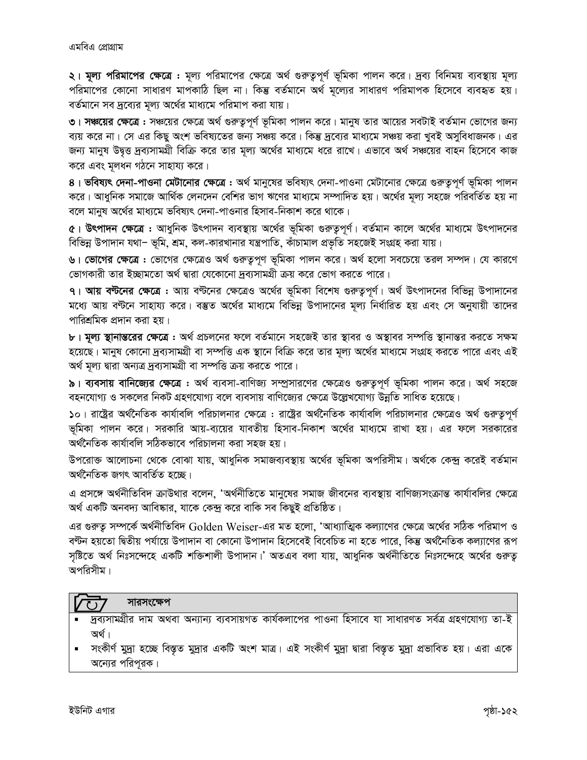**২। মূল্য পরিমাপের ক্ষেত্রে :** মূল্য পরিমাপের ক্ষেত্রে অর্থ গুরুত্বপূর্ণ ভূমিকা পালন করে। দ্রব্য বিনিময় ব্যবস্থায় মূল্য পরিমাপের কোনো সাধারণ মাপকাঠি ছিল না। কিন্তু বর্তমানে অর্থ মূল্যের সাধারণ পরিমাপক হিসেবে ব্যবহৃত হয়। বর্তমানে সব দ্রব্যের মূল্য অর্থের মাধ্যমে পরিমাপ করা যায়।

**৩। সঞ্চয়ের ক্ষেত্রে :** সঞ্চয়ের ক্ষেত্রে অর্থ গুরুত্বপূর্ণ ভূমিকা পালন করে। মানুষ তার আয়ের সবটাই বর্তমান ভোগের জন্য ব্যয় করে না। সে এর কিছু অংশ ভবিষ্যতের জন্য সঞ্চয় করে। কিন্তু দ্রব্যের মাধ্যমে সঞ্চয় করা খুবই অসুবিধাজনক। এর জন্য মানুষ উদ্বৃত্ত দ্রব্যসামগ্রী বিক্রি করে তার মূল্য অর্থের মাধ্যমে ধরে রাখে। এভাবে অর্থ সঞ্চয়ের বাহন হিসেবে কাজ করে এবং মূলধন গঠনে সাহায্য করে।

**৪। ভবিষ্যৎ দেনা-পাওনা মেটানোর ক্ষেত্রে :** অর্থ মানুষের ভবিষ্যৎ দেনা-পাওনা মেটানোর ক্ষেত্রে গুরুত্বপূর্ণ ভূমিকা পালন করে। আধুনিক সমাজে আর্থিক লেনদেন বেশির ভাগ ঋণের মাধ্যমে সম্পাদিত হয়। অর্থের মূল্য সহজে পরিবর্তিত হয় না বলে মানুষ অর্থের মাধ্যমে ভবিষ্যৎ দেনা-পাওনার হিসাব-নিকাশ করে থাকে।

**৫। উৎপাদন ক্ষেত্রে :** আধুনিক উৎপাদন ব্যবস্থায় অর্থের ভূমিকা গুরুত্বপূর্ণ। বর্তমান কালে অর্থের মাধ্যমে উৎপাদনের বিভিন্ন উপাদান যথা– ভূমি, শ্রম, কল-কারখানার যন্ত্রপাতি, কাঁচামাল প্রভৃতি সহজেই সংগ্রহ করা যায়।

**৬। ভোগের ক্ষেত্রে :** ভোগের ক্ষেত্রেও অর্থ গুরুত্বপূণ ভূমিকা পালন করে। অর্থ হলো সবচেয়ে তরল সম্পদ। যে কারণে ভোগকারী তার ইচ্ছামতো অর্থ দ্বারা যেকোনো দ্রব্যসামগ্রী ক্রয় করে ভোগ করতে পারে।

**৭। আয় বন্টনের ক্ষেত্রে :** আয় বন্টনের ক্ষেত্রেও অর্থের ভূমিকা বিশেষ গুরুত্বপূর্ণ। অর্থ উৎপাদনের বিভিন্ন উপাদানের মধ্যে আয় বন্টনে সাহায্য করে। বস্তুত অর্থের মাধ্যমে বিভিন্ন উপাদানের মূল্য নির্ধারিত হয় এবং সে অনুযায়ী তাদের পারিশ্রমিক প্রদান করা হয়।

**৮। মূল্য স্থানান্তরের ক্ষেত্রে :** অর্থ প্রচলনের ফলে বর্তমানে সহজেই তার স্থাবর ও অস্থাবর সম্পত্তি স্থানান্তর করতে সক্ষম হয়েছে। মানুষ কোনো দ্রব্যসামগ্রী বা সম্পত্তি এক স্থানে বিক্রি করে তার মূল্য অর্থের মাধ্যমে সংগ্রহ করতে পারে এবং এই অর্থ মূল্য দ্বারা অন্যত্র দ্রব্যসামগ্রী বা সম্পত্তি ক্রয় করতে পারে।

**৯। ব্যবসায় বানিজ্যের ক্ষেত্রে :** অর্থ ব্যবসা-বাণিজ্য সম্প্রসারণের ক্ষেত্রেও গুরুত্বপূর্ণ ভূমিকা পালন করে। অর্থ সহজে বহনযোগ্য ও সকলের নিকট গ্রহণযোগ্য বলে ব্যবসায় বাণিজ্যের ক্ষেত্রে উল্লেখযোগ্য উন্নতি সাধিত হয়েছে।

১০। রাষ্ট্রের অর্থনৈতিক কার্যাবলি পরিচালনার ক্ষেত্রে : রাষ্ট্রের অর্থনৈতিক কার্যাবলি পরিচালনার ক্ষেত্রেও অর্থ গুরুত্বপূর্ণ ভূমিকা পালন করে। সরকারি আয়-ব্যয়ের যাবতীয় হিসাব-নিকাশ অর্থের মাধ্যমে রাখা হয়। এর ফলে সরকারের অর্থনৈতিক কার্যাবলি সঠিকভাবে পরিচালনা করা সহজ হয়।

উপরোক্ত আলোচনা থেকে বোঝা যায়, আধুনিক সমাজব্যবস্থায় অর্থের ভূমিকা অপরিসীম। অর্থকে কেন্দ্র করেই বর্তমান অর্থনৈতিক জগৎ আবর্তিত হচ্ছে।

এ প্রসঙ্গে অর্থনীতিবিদ ক্রাউথার বলেন, 'অর্থনীতিতে মানুষের সমাজ জীবনের ব্যবস্থায় বাণিজ্যসংক্রান্ত কার্যাবলির ক্ষেত্রে অর্থ একটি অনবদ্য আবিষ্কার, যাকে কেন্দ্র করে বাকি সব কিছুই প্রতিষ্ঠিত।

এর গুরুত্ব সম্পর্কে অর্থনীতিবিদ Golden Weiser-এর মত হলো, 'আধ্যাত্মিক কল্যাণের ক্ষেত্রে অর্থের সঠিক পরিমাপ ও বন্টন হয়তো দ্বিতীয় পর্যায়ে উপাদান বা কোনো উপাদান হিসেবেই বিবেচিত না হতে পারে, কিন্তু অর্থনৈতিক কল্যাণের রূপ সৃষ্টিতে অর্থ নিঃসন্দেহে একটি শক্তিশালী উপাদান।' অতএব বলা যায়, আধুনিক অর্থনীতিতে নিঃসন্দেহে অর্থের গুরুত্ব অপরিসীম।

### সারসংক্ষেপ

- দ্রব্যসামগ্রীর দাম অথবা অন্যান্য ব্যবসায়গত কার্যকলাপের পাওনা হিসাবে যা সাধারণত সর্বত্র গ্রহণযোগ্য তা-ই অর্থ।
- সংকীর্ণ মুদ্রা হচ্ছে বিস্তৃত মুদ্রার একটি অংশ মাত্র। এই সংকীর্ণ মুদ্রা দ্বারা বিস্তৃত মুদ্রা প্রভাবিত হয়। এরা একে অন্যের পরিপূরক।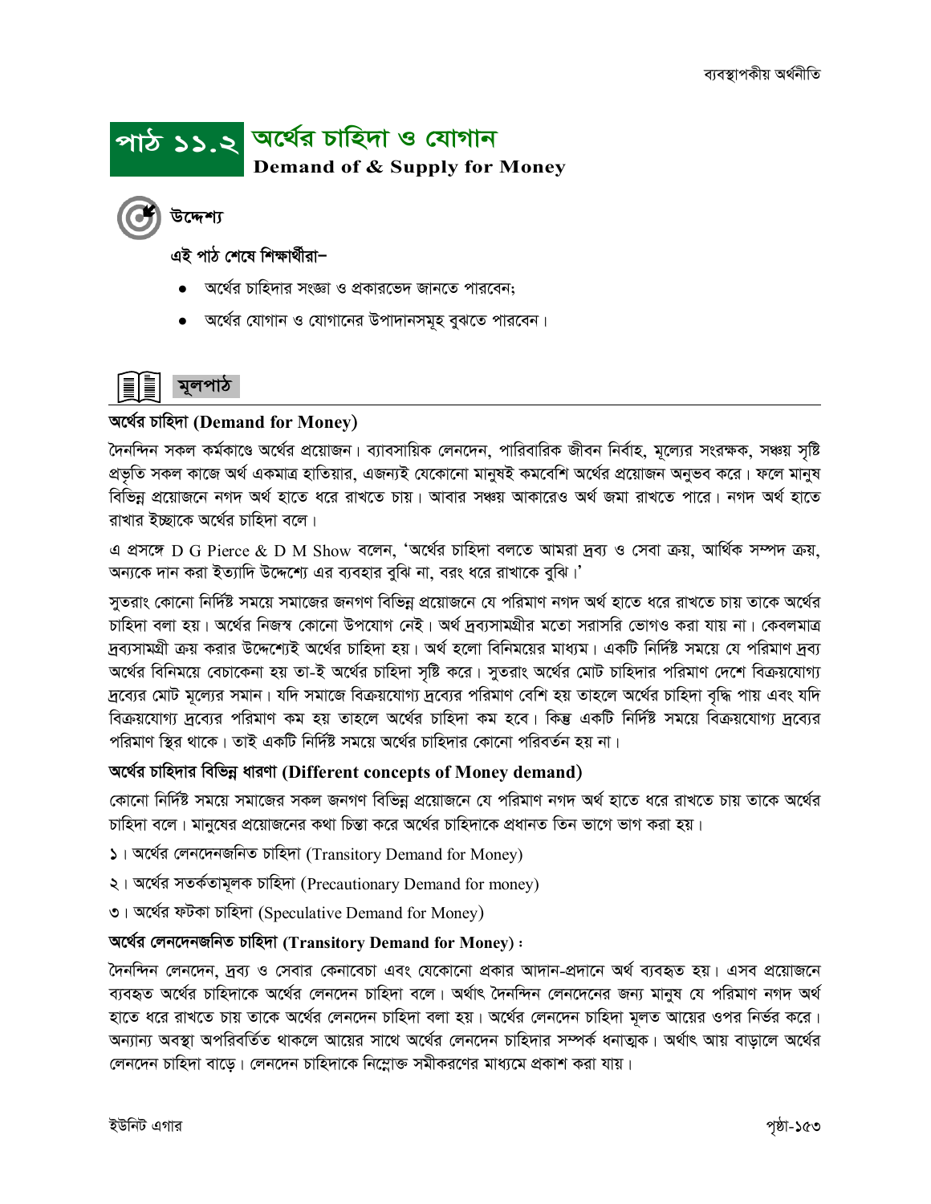# পাঠ ১১.২ অর্থের চাহিদা ও যোগান

**Demand of & Supply for Money**

## উদ্দেশ্য

এই পাঠ শেষে শিক্ষার্থীরা–

- অর্থের চাহিদার সংজ্ঞা ও প্রকারভেদ জানতে পারবেন;
- অর্থের যোগান ও যোগানের উপাদানসমূহ বুঝতে পারবেন।

## মূলপাঠ

### অর্থের চাহিদা (Demand for Money)

দৈনন্দিন সকল কর্মকাণ্ডে অর্থের প্রয়োজন। ব্যাবসায়িক লেনদেন, পারিবারিক জীবন নির্বাহ, মূল্যের সংরক্ষক, সঞ্চয় সৃষ্টি প্রভৃতি সকল কাজে অর্থ একমাত্র হাতিয়ার, এজন্যই যেকোনো মানুষই কমবেশি অর্থের প্রয়োজন অনুভব করে। ফলে মানুষ বিভিন্ন প্রয়োজনে নগদ অর্থ হাতে ধরে রাখতে চায়। আবার সঞ্চয় আকারেও অর্থ জমা রাখতে পারে। নগদ অর্থ হাতে রাখার ইচ্ছাকে অর্থের চাহিদা বলে।

এ প্রসঙ্গে D G Pierce & D M Show বলেন, 'অর্থের চাহিদা বলতে আমরা দ্রব্য ও সেবা ক্রয়, আর্থিক সম্পদ ক্রয়, অন্যকে দান করা ইত্যাদি উদ্দেশ্যে এর ব্যবহার বুঝি না, বরং ধরে রাখাকে বুঝি।'

সুতরাং কোনো নির্দিষ্ট সময়ে সমাজের জনগণ বিভিন্ন প্রয়োজনে যে পরিমাণ নগদ অর্থ হাতে ধরে রাখতে চায় তাকে অর্থের চাহিদা বলা হয়। অর্থের নিজস্ব কোনো উপযোগ নেই। অর্থ দ্রব্যসামগ্রীর মতো সরাসরি ভোগও করা যায় না। কেবলমাত্র দ্রব্যসামগ্রী ক্রয় করার উদ্দেশ্যেই অর্থের চাহিদা হয়। অর্থ হলো বিনিময়ের মাধ্যম। একটি নির্দিষ্ট সময়ে যে পরিমাণ দ্রব্য অর্থের বিনিময়ে বেচাকেনা হয় তা-ই অর্থের চাহিদা সৃষ্টি করে। সুতরাং অর্থের মোট চাহিদার পরিমাণ দেশে বিক্রয়যোগ্য দ্রব্যের মোট মূল্যের সমান। যদি সমাজে বিক্রয়যোগ্য দ্রব্যের পরিমাণ বেশি হয় তাহলে অর্থের চাহিদা বৃদ্ধি পায় এবং যদি বিক্রয়যোগ্য দ্রব্যের পরিমাণ কম হয় তাহলে অর্থের চাহিদা কম হবে। কিন্তু একটি নির্দিষ্ট সময়ে বিক্রয়যোগ্য দ্রব্যের পরিমাণ স্থির থাকে। তাই একটি নির্দিষ্ট সময়ে অর্থের চাহিদার কোনো পরিবর্তন হয় না।

### অর্থের চাহিদার বিভিন্ন ধারণা (Different concepts of Money demand)

কোনো নির্দিষ্ট সময়ে সমাজের সকল জনগণ বিভিন্ন প্রয়োজনে যে পরিমাণ নগদ অর্থ হাতে ধরে রাখতে চায় তাকে অর্থের চাহিদা বলে। মানুষের প্রয়োজনের কথা চিন্তা করে অর্থের চাহিদাকে প্রধানত তিন ভাগে ভাগ করা হয়।

১। অর্থের লেনদেনজনিত চাহিদা (Transitory Demand for Money)

২। অর্থের সতর্কতামূলক চাহিদা (Precautionary Demand for money)

৩। অর্থের ফটকা চাহিদা (Speculative Demand for Money)

### অর্থের লেনদেনজনিত চাহিদা (Transitory Demand for Money) :

দৈনন্দিন লেনদেন, দ্রব্য ও সেবার কেনাবেচা এবং যেকোনো প্রকার আদান-প্রদানে অর্থ ব্যবহৃত হয়। এসব প্রয়োজনে ব্যবহৃত অর্থের চাহিদাকে অর্থের লেনদেন চাহিদা বলে। অর্থাৎ দৈনন্দিন লেনদেনের জন্য মানুষ যে পরিমাণ নগদ অর্থ হাতে ধরে রাখতে চায় তাকে অর্থের লেনদেন চাহিদা বলা হয়। অর্থের লেনদেন চাহিদা মূলত আয়ের ওপর নির্ভর করে। অন্যান্য অবস্থা অপরিবর্তিত থাকলে আয়ের সাথে অর্থের লেনদেন চাহিদার সম্পর্ক ধনাত্মক। অর্থাৎ আয় বাড়ালে অর্থের লেনদেন চাহিদা বাড়ে। লেনদেন চাহিদাকে নিম্নোক্ত সমীকরণের মাধ্যমে প্রকাশ করা যায়।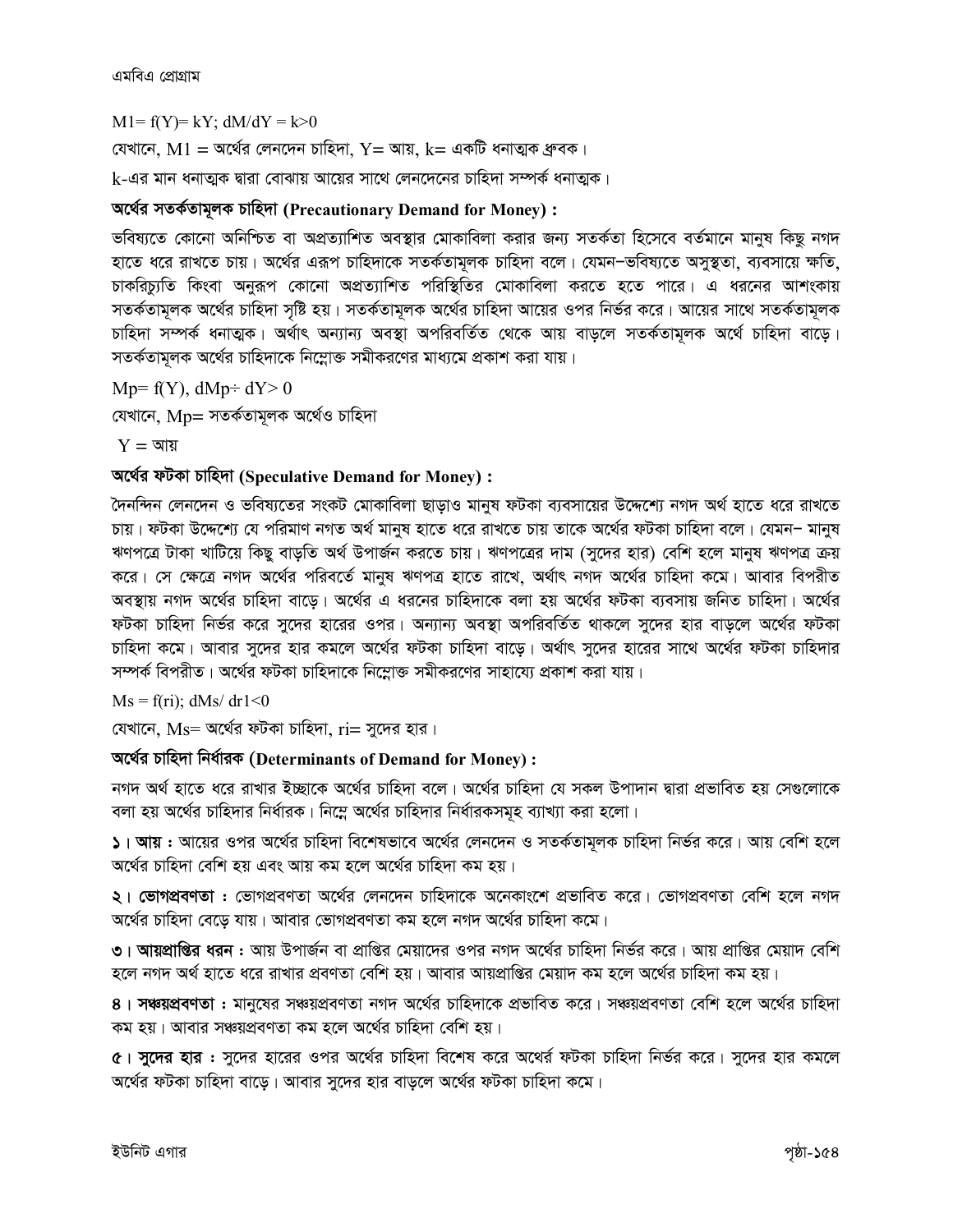$M1 = f(Y) = kY$; $dM/dY = k > 0$

যেখানে, $M1$ = অর্থের লেনদেন চাহিদা, $Y$ = আয়, $k$ = একটি ধনাত্মক ধ্রুবক।

$k$-এর মান ধনাত্মক দ্বারা বোঝায় আয়ের সাথে লেনদেনের চাহিদা সম্পর্ক ধনাত্মক।

**অর্থের সতর্কতামূলক চাহিদা (Precautionary Demand for Money) :**

ভবিষ্যতে কোনো অনিশ্চিত বা অপ্রত্যাশিত অবস্থার মোকাবিলা করার জন্য সতর্কতা হিসেবে বর্তমানে মানুষ কিছু নগদ হাতে ধরে রাখতে চায়। অর্থের এরূপ চাহিদাকে সতর্কতামূলক চাহিদা বলে। যেমন–ভবিষ্যতে অসুস্থতা, ব্যবসায়ে ক্ষতি, চাকরিচ্যুতি কিংবা অনুরূপ কোনো অপ্রত্যাশিত পরিস্থিতির মোকাবিলা করতে হতে পারে। এ ধরনের আশংকায় সতর্কতামূলক অর্থের চাহিদা সৃষ্টি হয়। সতর্কতামূলক অর্থের চাহিদা আয়ের ওপর নির্ভর করে। আয়ের সাথে সতর্কতামূলক চাহিদা সম্পর্ক ধনাত্মক। অর্থাৎ অন্যান্য অবস্থা অপরিবর্তিত থেকে আয় বাড়লে সতর্কতামূলক অর্থে চাহিদা বাড়ে। সতর্কতামূলক অর্থের চাহিদাকে নিম্নোক্ত সমীকরণের মাধ্যমে প্রকাশ করা যায়।

$Mp = f(Y)$, $dMp \div dY > 0$

যেখানে, $Mp$ = সতর্কতামূলক অর্থেও চাহিদা

$Y$ = আয়

**অর্থের ফটকা চাহিদা (Speculative Demand for Money) :**

দৈনন্দিন লেনদেন ও ভবিষ্যতের সংকট মোকাবিলা ছাড়াও মানুষ ফটকা ব্যবসায়ের উদ্দেশ্যে নগদ অর্থ হাতে ধরে রাখতে চায়। ফটকা উদ্দেশ্যে যে পরিমাণ নগত অর্থ মানুষ হাতে ধরে রাখতে চায় তাকে অর্থের ফটকা চাহিদা বলে। যেমন– মানুষ ঋণপত্রে টাকা খাটিয়ে কিছু বাড়তি অর্থ উপার্জন করতে চায়। ঋণপত্রের দাম (সুদের হার) বেশি হলে মানুষ ঋণপত্র ক্রয় করে। সে ক্ষেত্রে নগদ অর্থের পরিবর্তে মানুষ ঋণপত্র হাতে রাখে, অর্থাৎ নগদ অর্থের চাহিদা কমে। আবার বিপরীত অবস্থায় নগদ অর্থের চাহিদা বাড়ে। অর্থের এ ধরনের চাহিদাকে বলা হয় অর্থের ফটকা ব্যবসায় জনিত চাহিদা। অর্থের ফটকা চাহিদা নির্ভর করে সুদের হারের ওপর। অন্যান্য অবস্থা অপরিবর্তিত থাকলে সুদের হার বাড়লে অর্থের ফটকা চাহিদা কমে। আবার সুদের হার কমলে অর্থের ফটকা চাহিদা বাড়ে। অর্থাৎ সুদের হারের সাথে অর্থের ফটকা চাহিদার সম্পর্ক বিপরীত। অর্থের ফটকা চাহিদাকে নিম্নোক্ত সমীকরণের সাহায্যে প্রকাশ করা যায়।

$Ms = f(ri)$; $dMs/ dr1 < 0$

যেখানে, $Ms$ = অর্থের ফটকা চাহিদা, $ri$ = সুদের হার।

**অর্থের চাহিদা নির্ধারক (Determinants of Demand for Money) :**

নগদ অর্থ হাতে ধরে রাখার ইচ্ছাকে অর্থের চাহিদা বলে। অর্থের চাহিদা যে সকল উপাদান দ্বারা প্রভাবিত হয় সেগুলোকে বলা হয় অর্থের চাহিদার নির্ধারক। নিম্নে অর্থের চাহিদার নির্ধারকসমূহ ব্যাখ্যা করা হলো।

**১। আয় :** আয়ের ওপর অর্থের চাহিদা বিশেষভাবে অর্থের লেনদেন ও সতর্কতামূলক চাহিদা নির্ভর করে। আয় বেশি হলে অর্থের চাহিদা বেশি হয় এবং আয় কম হলে অর্থের চাহিদা কম হয়।

**২। ভোগপ্রবণতা :** ভোগপ্রবণতা অর্থের লেনদেন চাহিদাকে অনেকাংশে প্রভাবিত করে। ভোগপ্রবণতা বেশি হলে নগদ অর্থের চাহিদা বেড়ে যায়। আবার ভোগপ্রবণতা কম হলে নগদ অর্থের চাহিদা কমে।

**৩। আয়প্রাপ্তির ধরন :** আয় উপার্জন বা প্রাপ্তির মেয়াদের ওপর নগদ অর্থের চাহিদা নির্ভর করে। আয় প্রাপ্তির মেয়াদ বেশি হলে নগদ অর্থ হাতে ধরে রাখার প্রবণতা বেশি হয়। আবার আয়প্রাপ্তির মেয়াদ কম হলে অর্থের চাহিদা কম হয়।

**৪। সঞ্চয়প্রবণতা :** মানুষের সঞ্চয়প্রবণতা নগদ অর্থের চাহিদাকে প্রভাবিত করে। সঞ্চয়প্রবণতা বেশি হলে অর্থের চাহিদা কম হয়। আবার সঞ্চয়প্রবণতা কম হলে অর্থের চাহিদা বেশি হয়।

**৫। সুদের হার :** সুদের হারের ওপর অর্থের চাহিদা বিশেষ করে অর্থের ফটকা চাহিদা নির্ভর করে। সুদের হার কমলে অর্থের ফটকা চাহিদা বাড়ে। আবার সুদের হার বাড়লে অর্থের ফটকা চাহিদা কমে।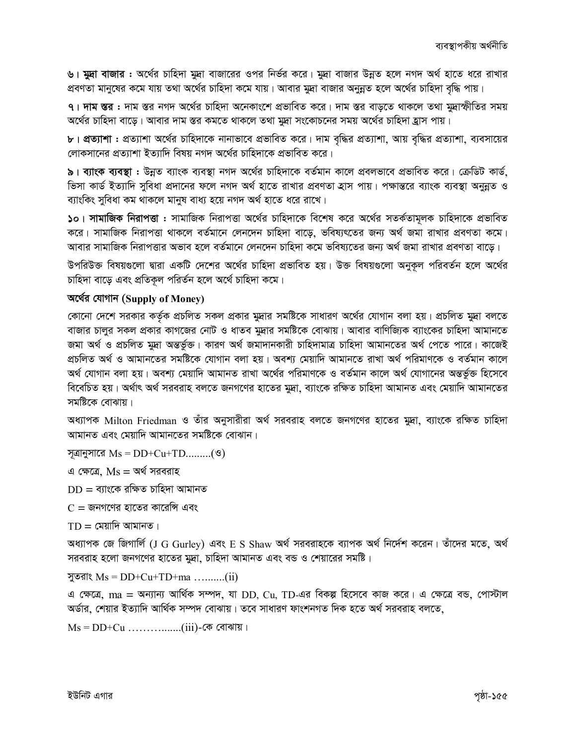**৬। মুদ্রা বাজার :** অর্থের চাহিদা মুদ্রা বাজারের ওপর নির্ভর করে। মুদ্রা বাজার উন্নত হলে নগদ অর্থ হাতে ধরে রাখার প্রবণতা মানুষের কমে যায় তথা অর্থের চাহিদা কমে যায়। আবার মুদ্রা বাজার অনুন্নত হলে অর্থের চাহিদা বৃদ্ধি পায়।

**৭। দাম স্তর :** দাম স্তর নগদ অর্থের চাহিদা অনেকাংশে প্রভাবিত করে। দাম স্তর বাড়তে থাকলে তথা মুদ্রাস্ফীতির সময় অর্থের চাহিদা বাড়ে। আবার দাম স্তর কমতে থাকলে তথা মুদ্রা সংকোচনের সময় অর্থের চাহিদা হ্রাস পায়।

**৮। প্রত্যাশা :** প্রত্যাশা অর্থের চাহিদাকে নানাভাবে প্রভাবিত করে। দাম বৃদ্ধির প্রত্যাশা, আয় বৃদ্ধির প্রত্যাশা, ব্যবসায়ের লোকসানের প্রত্যাশা ইত্যাদি বিষয় নগদ অর্থের চাহিদাকে প্রভাবিত করে।

**৯। ব্যাংক ব্যবস্থা :** উন্নত ব্যাংক ব্যবস্থা নগদ অর্থের চাহিদাকে বর্তমান কালে প্রবলভাবে প্রভাবিত করে। ক্রেডিট কার্ড, ভিসা কার্ড ইত্যাদি সুবিধা প্রদানের ফলে নগদ অর্থ হাতে রাখার প্রবণতা হ্রাস পায়। পক্ষান্তরে ব্যাংক ব্যবস্থা অনুন্নত ও ব্যাংকিং সুবিধা কম থাকলে মানুষ বাধ্য হয়ে নগদ অর্থ হাতে ধরে রাখে।

**১০। সামাজিক নিরাপত্তা :** সামাজিক নিরাপত্তা অর্থের চাহিদাকে বিশেষ করে অর্থের সতর্কতামূলক চাহিদাকে প্রভাবিত করে। সামাজিক নিরাপত্তা থাকলে বর্তমানে লেনদেন চাহিদা বাড়ে, ভবিষ্যৎতের জন্য অর্থ জমা রাখার প্রবণতা কমে। আবার সামাজিক নিরাপত্তার অভাব হলে বর্তমানে লেনদেন চাহিদা কমে ভবিষ্যতের জন্য অর্থ জমা রাখার প্রবণতা বাড়ে।

উপরিউক্ত বিষয়গুলো দ্বারা একটি দেশের অর্থের চাহিদা প্রভাবিত হয়। উক্ত বিষয়গুলো অনুকূল পরিবর্তন হলে অর্থের চাহিদা বাড়ে এবং প্রতিকূল পরির্তন হলে অর্থে চাহিদা কমে।

### অর্থের যোগান (Supply of Money)

কোনো দেশে সরকার কর্তৃক প্রচলিত সকল প্রকার মুদ্রার সমষ্টিকে সাধারণ অর্থের যোগান বলা হয়। প্রচলিত মুদ্রা বলতে বাজার চালুর সকল প্রকার কাগজের নোট ও ধাতব মুদ্রার সমষ্টিকে বোঝায়। আবার বাণিজ্যিক ব্যাংকের চাহিদা আমানতে জমা অর্থ ও প্রচলিত মুদ্রা অন্তর্ভুক্ত। কারণ অর্থ জমাদানকারী চাহিদামাত্র চাহিদা আমানতের অর্থ পেতে পারে। কাজেই প্রচলিত অর্থ ও আমানতের সমষ্টিকে যোগান বলা হয়। অবশ্য মেয়াদি আমানতে রাখা অর্থ পরিমাণকে ও বর্তমান কালে অর্থ যোগান বলা হয়। অবশ্য মেয়াদি আমানত রাখা অর্থের পরিমাণকে ও বর্তমান কালে অর্থ যোগানের অন্তর্ভুক্ত হিসেবে বিবেচিত হয়। অর্থাৎ অর্থ সরবরাহ বলতে জনগণের হাতের মুদ্রা, ব্যাংকে রক্ষিত চাহিদা আমানত এবং মেয়াদি আমানতের সমষ্টিকে বোঝায়।

অধ্যাপক Milton Friedman ও তাঁর অনুসারীরা অর্থ সরবরাহ বলতে জনগণের হাতের মুদ্রা, ব্যাংকে রক্ষিত চাহিদা আমানত এবং মেয়াদি আমানতের সমষ্টিকে বোঝান।

সূত্রানুসারে $Ms = DD + Cu + TD$.........(ও)

এ ক্ষেত্রে, $Ms$ = অর্থ সরবরাহ

$DD$ = ব্যাংকে রক্ষিত চাহিদা আমানত

$C$ = জনগণের হাতের কারেন্সি এবং

$TD$ = মেয়াদি আমানত।

অধ্যাপক জে জিগার্লি (J G Gurley) এবং E S Shaw অর্থ সরবরাহকে ব্যাপক অর্থ নির্দেশ করেন। তাঁদের মতে, অর্থ সরবরাহ হলো জনগণের হাতের মুদ্রা, চাহিদা আমানত এবং বন্ড ও শেয়ারের সমষ্টি।

সুতরাং $Ms = DD + Cu + TD + ma$ .........(ii)

এ ক্ষেত্রে, $ma$ = অন্যান্য আর্থিক সম্পদ, যা DD, Cu, TD-এর বিকল্প হিসেবে কাজ করে। এ ক্ষেত্রে বন্ড, পোস্টাল অর্ডার, শেয়ার ইত্যাদি আর্থিক সম্পদ বোঝায়। তবে সাধারণ ফাংশনগত দিক হতে অর্থ সরবরাহ বলতে,

$Ms = DD + Cu$ .................(iii)-কে বোঝায়।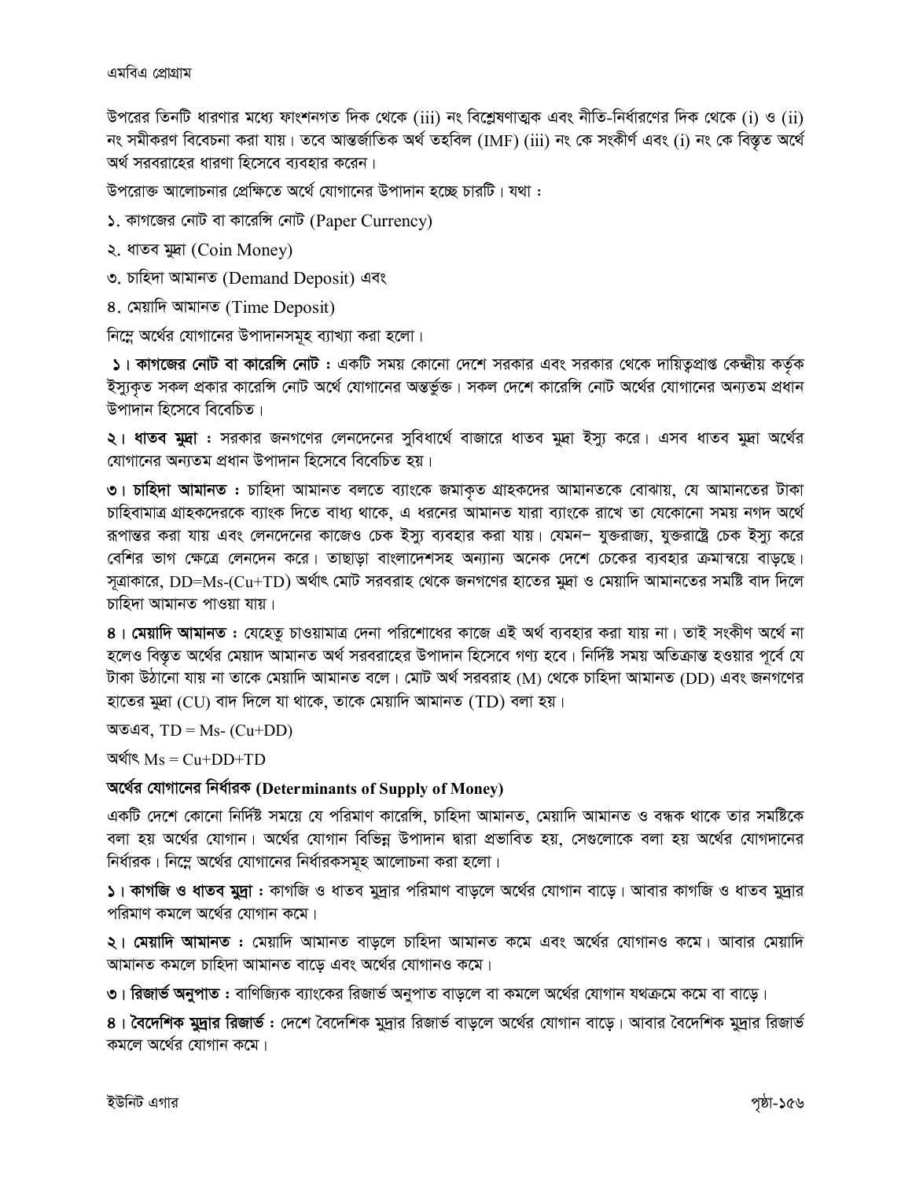উপরের তিনটি ধারণার মধ্যে ফাংশনগত দিক থেকে (iii) নং বিশ্লেষণাত্মক এবং নীতি-নির্ধারণের দিক থেকে (i) ও (ii) নং সমীকরণ বিবেচনা করা যায়। তবে আন্তর্জাতিক অর্থ তহবিল (IMF) (iii) নং কে সংকীর্ণ এবং (i) নং কে বিস্তৃত অর্থে অর্থ সরবরাহের ধারণা হিসেবে ব্যবহার করেন।

উপরোক্ত আলোচনার প্রেক্ষিতে অর্থে যোগানের উপাদান হচ্ছে চারটি। যথা :

১. কাগজের নোট বা কারেন্সি নোট (Paper Currency)

২. ধাতব মুদ্রা (Coin Money)

৩. চাহিদা আমানত (Demand Deposit) এবং

৪. মেয়াদি আমানত (Time Deposit)

নিম্নে অর্থের যোগানের উপাদানসমূহ ব্যাখ্যা করা হলো।

**১। কাগজের নোট বা কারেন্সি নোট :** একটি সময় কোনো দেশে সরকার এবং সরকার থেকে দায়িত্বপ্রাপ্ত কেন্দ্রীয় কর্তৃক ইস্যুকৃত সকল প্রকার কারেন্সি নোট অর্থে যোগানের অন্তর্ভুক্ত। সকল দেশে কারেন্সি নোট অর্থের যোগানের অন্যতম প্রধান উপাদান হিসেবে বিবেচিত।

**২। ধাতব মুদ্রা :** সরকার জনগণের লেনদেনের সুবিধার্থে বাজারে ধাতব মুদ্রা ইস্যু করে। এসব ধাতব মুদ্রা অর্থের যোগানের অন্যতম প্রধান উপাদান হিসেবে বিবেচিত হয়।

**৩। চাহিদা আমানত :** চাহিদা আমানত বলতে ব্যাংকে জমাকৃত গ্রাহকদের আমানতকে বোঝায়, যে আমানতের টাকা চাহিবামাত্র গ্রাহকদেরকে ব্যাংক দিতে বাধ্য থাকে, এ ধরনের আমানত যারা ব্যাংকে রাখে তা যেকোনো সময় নগদ অর্থে রূপান্তর করা যায় এবং লেনদেনের কাজেও চেক ইস্যু ব্যবহার করা যায়। যেমন− যুক্তরাজ্য, যুক্তরাষ্ট্রে চেক ইস্যু করে বেশির ভাগ ক্ষেত্রে লেনদেন করে। তাছাড়া বাংলাদেশসহ অন্যান্য অনেক দেশে চেকের ব্যবহার ক্রমান্বয়ে বাড়ছে। সূত্রাকারে, $DD=Ms-(Cu+TD)$ অর্থাৎ মোট সরবরাহ থেকে জনগণের হাতের মুদ্রা ও মেয়াদি আমানতের সমষ্টি বাদ দিলে চাহিদা আমানত পাওয়া যায়।

**৪। মেয়াদি আমানত :** যেহেতু চাওয়ামাত্র দেনা পরিশোধের কাজে এই অর্থ ব্যবহার করা যায় না। তাই সংকীণ অর্থে না হলেও বিস্তৃত অর্থের মেয়াদ আমানত অর্থ সরবরাহের উপাদান হিসেবে গণ্য হবে। নির্দিষ্ট সময় অতিক্রান্ত হওয়ার পূর্বে যে টাকা উঠানো যায় না তাকে মেয়াদি আমানত বলে। মোট অর্থ সরবরাহ (M) থেকে চাহিদা আমানত (DD) এবং জনগণের হাতের মুদ্রা (CU) বাদ দিলে যা থাকে, তাকে মেয়াদি আমানত (TD) বলা হয়।

অতএব, $TD = Ms- (Cu+DD)$

অর্থাৎ $Ms = Cu+DD+TD$

**অর্থের যোগানের নির্ধারক (Determinants of Supply of Money)**

একটি দেশে কোনো নির্দিষ্ট সময়ে যে পরিমাণ কারেন্সি, চাহিদা আমানত, মেয়াদি আমানত ও বন্ধক থাকে তার সমষ্টিকে বলা হয় অর্থের যোগান। অর্থের যোগান বিভিন্ন উপাদান দ্বারা প্রভাবিত হয়, সেগুলোকে বলা হয় অর্থের যোগদানের নির্ধারক। নিম্নে অর্থের যোগানের নির্ধারকসমূহ আলোচনা করা হলো।

**১। কাগজি ও ধাতব মুদ্রা :** কাগজি ও ধাতব মুদ্রার পরিমাণ বাড়লে অর্থের যোগান বাড়ে। আবার কাগজি ও ধাতব মুদ্রার পরিমাণ কমলে অর্থের যোগান কমে।

**২। মেয়াদি আমানত :** মেয়াদি আমানত বাড়লে চাহিদা আমানত কমে এবং অর্থের যোগানও কমে। আবার মেয়াদি আমানত কমলে চাহিদা আমানত বাড়ে এবং অর্থের যোগানও কমে।

**৩। রিজার্ভ অনুপাত :** বাণিজ্যিক ব্যাংকের রিজার্ভ অনুপাত বাড়লে বা কমলে অর্থের যোগান যথক্রমে কমে বা বাড়ে।

**৪। বৈদেশিক মুদ্রার রিজার্ভ :** দেশে বৈদেশিক মুদ্রার রিজার্ভ বাড়লে অর্থের যোগান বাড়ে। আবার বৈদেশিক মুদ্রার রিজার্ভ কমলে অর্থের যোগান কমে।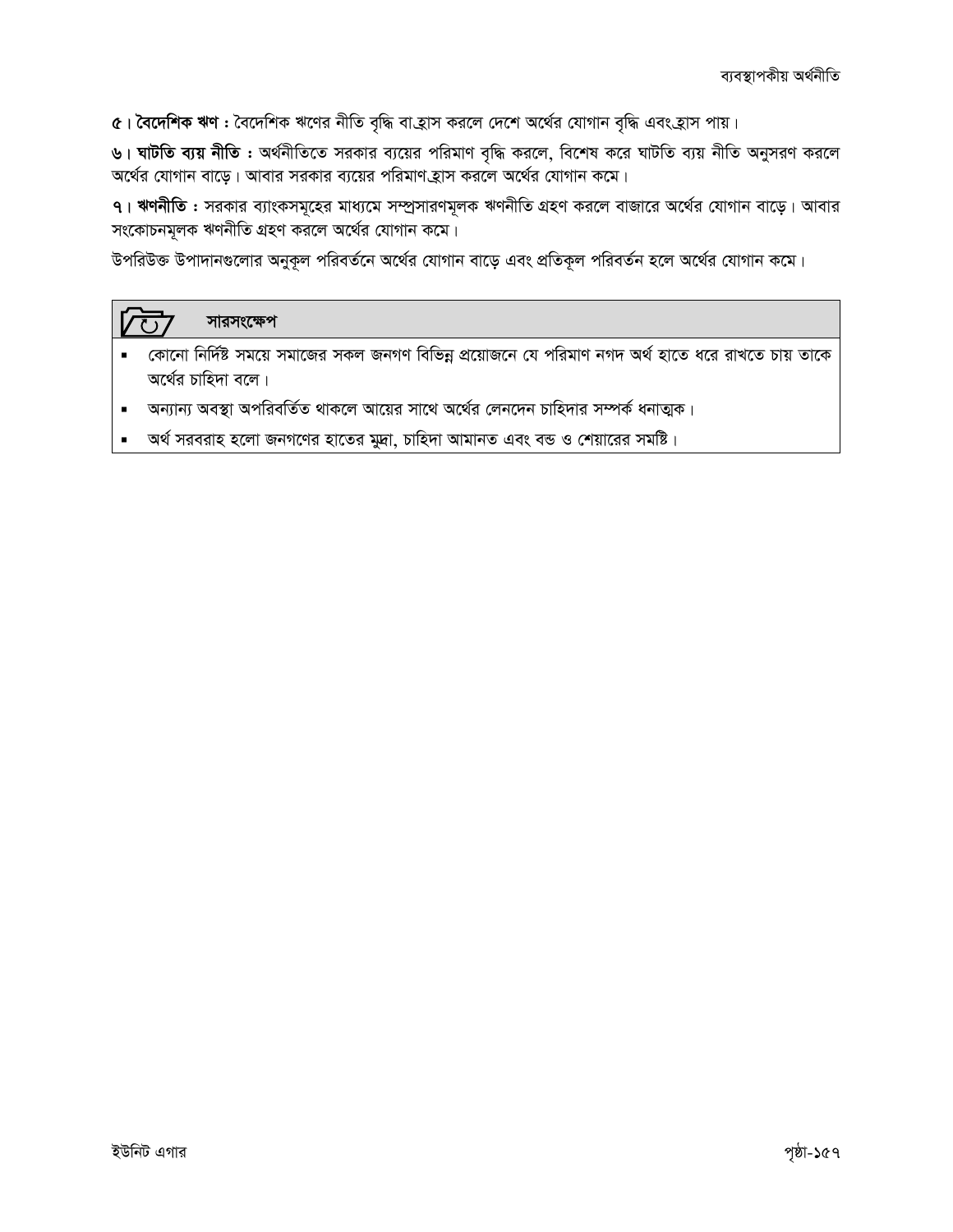**৫। বৈদেশিক ঋণ :** বৈদেশিক ঋণের নীতি বৃদ্ধি বা হ্রাস করলে দেশে অর্থের যোগান বৃদ্ধি এবং হ্রাস পায়।

**৬। ঘাটতি ব্যয় নীতি :** অর্থনীতিতে সরকার ব্যয়ের পরিমাণ বৃদ্ধি করলে, বিশেষ করে ঘাটতি ব্যয় নীতি অনুসরণ করলে অর্থের যোগান বাড়ে। আবার সরকার ব্যয়ের পরিমাণ হ্রাস করলে অর্থের যোগান কমে।

**৭। ঋণনীতি :** সরকার ব্যাংকসমূহের মাধ্যমে সম্প্রসারণমূলক ঋণনীতি গ্রহণ করলে বাজারে অর্থের যোগান বাড়ে। আবার সংকোচনমূলক ঋণনীতি গ্রহণ করলে অর্থের যোগান কমে।

উপরিউক্ত উপাদানগুলোর অনুকূল পরিবর্তনে অর্থের যোগান বাড়ে এবং প্রতিকূল পরিবর্তন হলে অর্থের যোগান কমে।

### সারসংক্ষেপ

- কোনো নির্দিষ্ট সময়ে সমাজের সকল জনগণ বিভিন্ন প্রয়োজনে যে পরিমাণ নগদ অর্থ হাতে ধরে রাখতে চায় তাকে অর্থের চাহিদা বলে।
- অন্যান্য অবস্থা অপরিবর্তিত থাকলে আয়ের সাথে অর্থের লেনদেন চাহিদার সম্পর্ক ধনাত্মক।
- অর্থ সরবরাহ হলো জনগণের হাতের মুদ্রা, চাহিদা আমানত এবং বন্ড ও শেয়ারের সমষ্টি।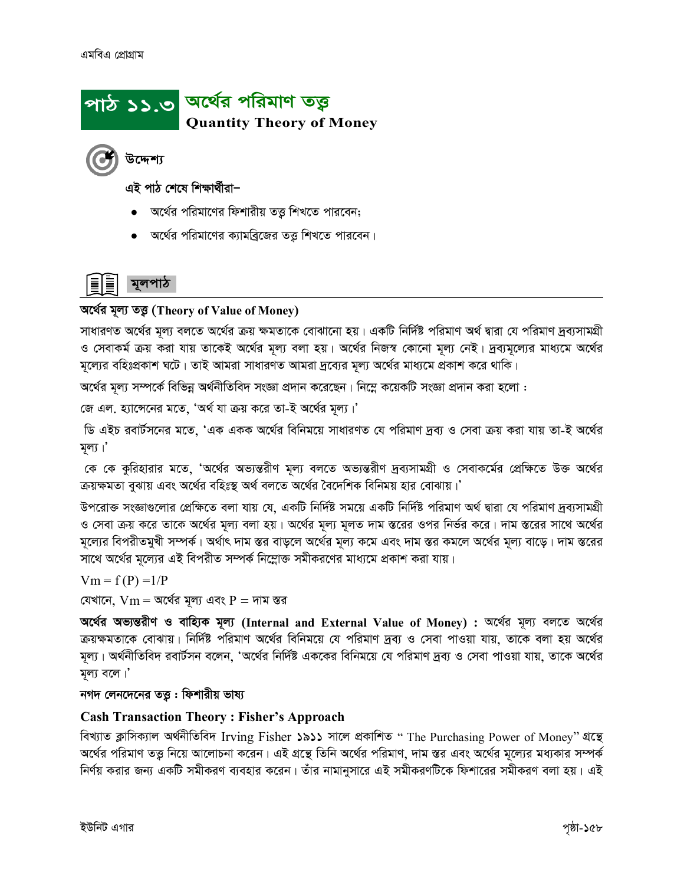# পাঠ ১১.৩ অর্থের পরিমাণ তত্ত্ব

**Quantity Theory of Money**

### উদ্দেশ্য

**এই পাঠ শেষে শিক্ষার্থীরা–**

- অর্থের পরিমাণের ফিশারীয় তত্ত্ব শিখতে পারবেন;
- অর্থের পরিমাণের ক্যামব্রিজের তত্ত্ব শিখতে পারবেন।

## মূলপাঠ

**অর্থের মূল্য তত্ত্ব (Theory of Value of Money)**

সাধারণত অর্থের মূল্য বলতে অর্থের ক্রয় ক্ষমতাকে বোঝানো হয়। একটি নির্দিষ্ট পরিমাণ অর্থ দ্বারা যে পরিমাণ দ্রব্যসামগ্রী ও সেবাকর্ম ক্রয় করা যায় তাকেই অর্থের মূল্য বলা হয়। অর্থের নিজস্ব কোনো মূল্য নেই। দ্রব্যমূল্যের মাধ্যমে অর্থের মূল্যের বহিঃপ্রকাশ ঘটে। তাই আমরা সাধারণত আমরা দ্রব্যের মূল্য অর্থের মাধ্যমে প্রকাশ করে থাকি।

অর্থের মূল্য সম্পর্কে বিভিন্ন অর্থনীতিবিদ সংজ্ঞা প্রদান করেছেন। নিম্নে কয়েকটি সংজ্ঞা প্রদান করা হলো :

জে এল. হ্যান্সেনের মতে, 'অর্থ যা ক্রয় করে তা-ই অর্থের মূল্য।'

ডি এইচ রবার্টসনের মতে, 'এক একক অর্থের বিনিময়ে সাধারণত যে পরিমাণ দ্রব্য ও সেবা ক্রয় করা যায় তা-ই অর্থের মূল্য।'

কে কে কুরিহারার মতে, 'অর্থের অভ্যন্তরীণ মূল্য বলতে অভ্যন্তরীণ দ্রব্যসামগ্রী ও সেবাকর্মের প্রেক্ষিতে উক্ত অর্থের ক্রয়ক্ষমতা বুঝায় এবং অর্থের বহিঃস্থ অর্থ বলতে অর্থের বৈদেশিক বিনিময় হার বোঝায়।'

উপরোক্ত সংজ্ঞাগুলোর প্রেক্ষিতে বলা যায় যে, একটি নির্দিষ্ট সময়ে একটি নির্দিষ্ট পরিমাণ অর্থ দ্বারা যে পরিমাণ দ্রব্যসামগ্রী ও সেবা ক্রয় করে তাকে অর্থের মূল্য বলা হয়। অর্থের মূল্য মূলত দাম স্তরের ওপর নির্ভর করে। দাম স্তরের সাথে অর্থের মূল্যের বিপরীতমুখী সম্পর্ক। অর্থাৎ দাম স্তর বাড়লে অর্থের মূল্য কমে এবং দাম স্তর কমলে অর্থের মূল্য বাড়ে। দাম স্তরের সাথে অর্থের মূল্যের এই বিপরীত সম্পর্ক নিম্নোক্ত সমীকরণের মাধ্যমে প্রকাশ করা যায়।

$Vm = f(P) = 1/P$

যেখানে, $Vm$ = অর্থের মূল্য এবং $P$ = দাম স্তর

**অর্থের অভ্যন্তরীণ ও বাহ্যিক মূল্য (Internal and External Value of Money) :** অর্থের মূল্য বলতে অর্থের ক্রয়ক্ষমতাকে বোঝায়। নির্দিষ্ট পরিমাণ অর্থের বিনিময়ে যে পরিমাণ দ্রব্য ও সেবা পাওয়া যায়, তাকে বলা হয় অর্থের মূল্য। অর্থনীতিবিদ রবার্টসন বলেন, 'অর্থের নির্দিষ্ট এককের বিনিময়ে যে পরিমাণ দ্রব্য ও সেবা পাওয়া যায়, তাকে অর্থের মূল্য বলে।'

**নগদ লেনদেনের তত্ত্ব : ফিশারীয় ভাষ্য**

**Cash Transaction Theory : Fisher's Approach**

বিখ্যাত ক্লাসিক্যাল অর্থনীতিবিদ Irving Fisher ১৯১১ সালে প্রকাশিত " The Purchasing Power of Money" গ্রন্থে অর্থের পরিমাণ তত্ত্ব নিয়ে আলোচনা করেন। এই গ্রন্থে তিনি অর্থের পরিমাণ, দাম স্তর এবং অর্থের মূল্যের মধ্যকার সম্পর্ক নির্ণয় করার জন্য একটি সমীকরণ ব্যবহার করেন। তাঁর নামানুসারে এই সমীকরণটিকে ফিশারের সমীকরণ বলা হয়। এই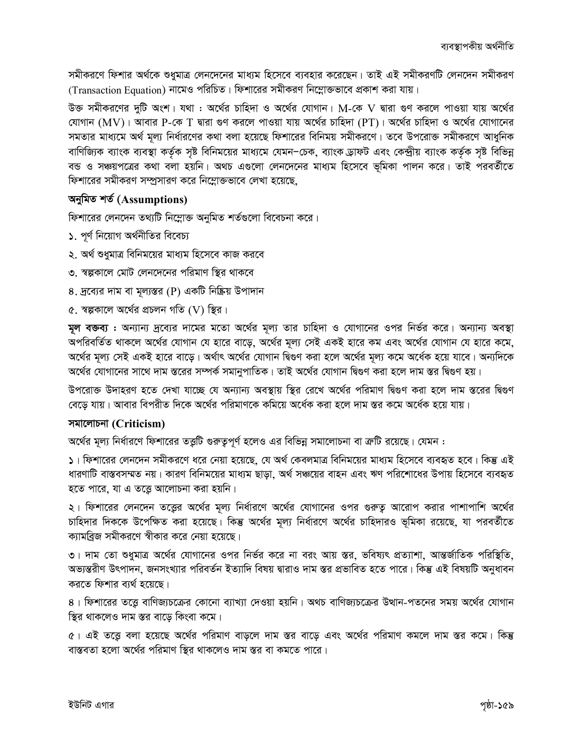সমীকরণে ফিশার অর্থকে শুধুমাত্র লেনদেনের মাধ্যম হিসেবে ব্যবহার করেছেন। তাই এই সমীকরণটি লেনদেন সমীকরণ (Transaction Equation) নামেও পরিচিত। ফিশারের সমীকরণ নিম্নোক্তভাবে প্রকাশ করা যায়।

উক্ত সমীকরণের দুটি অংশ। যথা : অর্থের চাহিদা ও অর্থের যোগান। M-কে V দ্বারা গুণ করলে পাওয়া যায় অর্থের যোগান (MV)। আবার P-কে T দ্বারা গুণ করলে পাওয়া যায় অর্থের চাহিদা (PT)। অর্থের চাহিদা ও অর্থের যোগানের সমতার মাধ্যমে অর্থ মূল্য নির্ধারণের কথা বলা হয়েছে ফিশারের বিনিময় সমীকরণে। তবে উপরোক্ত সমীকরণে আধুনিক বাণিজ্যিক ব্যাংক ব্যবস্থা কর্তৃক সৃষ্ট বিনিময়ের মাধ্যমে যেমন–চেক, ব্যাংক ড্রাফট এবং কেন্দ্রীয় ব্যাংক কর্তৃক সৃষ্ট বিভিন্ন বন্ড ও সঞ্চয়পত্রের কথা বলা হয়নি। অথচ এগুলো লেনদেনের মাধ্যম হিসেবে ভূমিকা পালন করে। তাই পরবর্তীতে ফিশারের সমীকরণ সম্প্রসারণ করে নিম্নোক্তভাবে লেখা হয়েছে,

### অনুমিত শর্ত (Assumptions)

ফিশারের লেনদেন তথ্যটি নিম্নোক্ত অনুমিত শর্তগুলো বিবেচনা করে।

১. পূর্ণ নিয়োগ অর্থনীতির বিবেচ্য

২. অর্থ শুধুমাত্র বিনিময়ের মাধ্যম হিসেবে কাজ করবে

৩. স্বল্পকালে মোট লেনদেনের পরিমাণ স্থির থাকবে

৪. দ্রব্যের দাম বা মূল্যস্তর (P) একটি নিষ্ক্রিয় উপাদান

৫. স্বল্পকালে অর্থের প্রচলন গতি (V) স্থির।

**মূল বক্তব্য :** অন্যান্য দ্রব্যের দামের মতো অর্থের মূল্য তার চাহিদা ও যোগানের ওপর নির্ভর করে। অন্যান্য অবস্থা অপরিবর্তিত থাকলে অর্থের যোগান যে হারে বাড়ে, অর্থের মূল্য সেই একই হারে কম এবং অর্থের যোগান যে হারে কমে, অর্থের মূল্য সেই একই হারে বাড়ে। অর্থাৎ অর্থের যোগান দ্বিগুণ করা হলে অর্থের মূল্য কমে অর্ধেক হয়ে যাবে। অন্যদিকে অর্থের যোগানের সাথে দাম স্তরের সম্পর্ক সমানুপাতিক। তাই অর্থের যোগান দ্বিগুণ করা হলে দাম স্তর দ্বিগুণ হয়।

উপরোক্ত উদাহরণ হতে দেখা যাচ্ছে যে অন্যান্য অবস্থায় স্থির রেখে অর্থের পরিমাণ দ্বিগুণ করা হলে দাম স্তরের দ্বিগুণ বেড়ে যায়। আবার বিপরীত দিকে অর্থের পরিমাণকে কমিয়ে অর্ধেক করা হলে দাম স্তর কমে অর্ধেক হয়ে যায়।

### সমালোচনা (Criticism)

অর্থের মূল্য নির্ধারণে ফিশারের তত্ত্বটি গুরুত্বপূর্ণ হলেও এর বিভিন্ন সমালোচনা বা ত্রুটি রয়েছে। যেমন :

১। ফিশারের লেনদেন সমীকরণে ধরে নেয়া হয়েছে, যে অর্থ কেবলমাত্র বিনিময়ের মাধ্যম হিসেবে ব্যবহৃত হবে। কিন্তু এই ধারণাটি বাস্তবসম্মত নয়। কারণ বিনিময়ের মাধ্যম ছাড়া, অর্থ সঞ্চয়ের বাহন এবং ঋণ পরিশোধের উপায় হিসেবে ব্যবহৃত হতে পারে, যা এ তত্ত্বে আলোচনা করা হয়নি।

২। ফিশারের লেনদেন তত্ত্বের অর্থের মূল্য নির্ধারণে অর্থের যোগানের ওপর গুরুত্ব আরোপ করার পাশাপাশি অর্থের চাহিদার দিককে উপেক্ষিত করা হয়েছে। কিন্তু অর্থের মূল্য নির্ধারণে অর্থের চাহিদারও ভূমিকা রয়েছে, যা পরবর্তীতে ক্যামব্রিজ সমীকরণে স্বীকার করে নেয়া হয়েছে।

৩। দাম তো শুধুমাত্র অর্থের যোগানের ওপর নির্ভর করে না বরং আয় স্তর, ভবিষ্যৎ প্রত্যাশা, আন্তর্জাতিক পরিস্থিতি, অভ্যন্তরীণ উৎপাদন, জনসংখ্যার পরিবর্তন ইত্যাদি বিষয় দ্বারাও দাম স্তর প্রভাবিত হতে পারে। কিন্তু এই বিষয়টি অনুধাবন করতে ফিশার ব্যর্থ হয়েছে।

৪। ফিশারের তত্ত্বে বাণিজ্যচক্রের কোনো ব্যাখ্যা দেওয়া হয়নি। অথচ বাণিজ্যচক্রের উত্থান-পতনের সময় অর্থের যোগান স্থির থাকলেও দাম স্তর বাড়ে কিংবা কমে।

৫। এই তত্ত্বে বলা হয়েছে অর্থের পরিমাণ বাড়লে দাম স্তর বাড়ে এবং অর্থের পরিমাণ কমলে দাম স্তর কমে। কিন্তু বাস্তবতা হলো অর্থের পরিমাণ স্থির থাকলেও দাম স্তর বা কমতে পারে।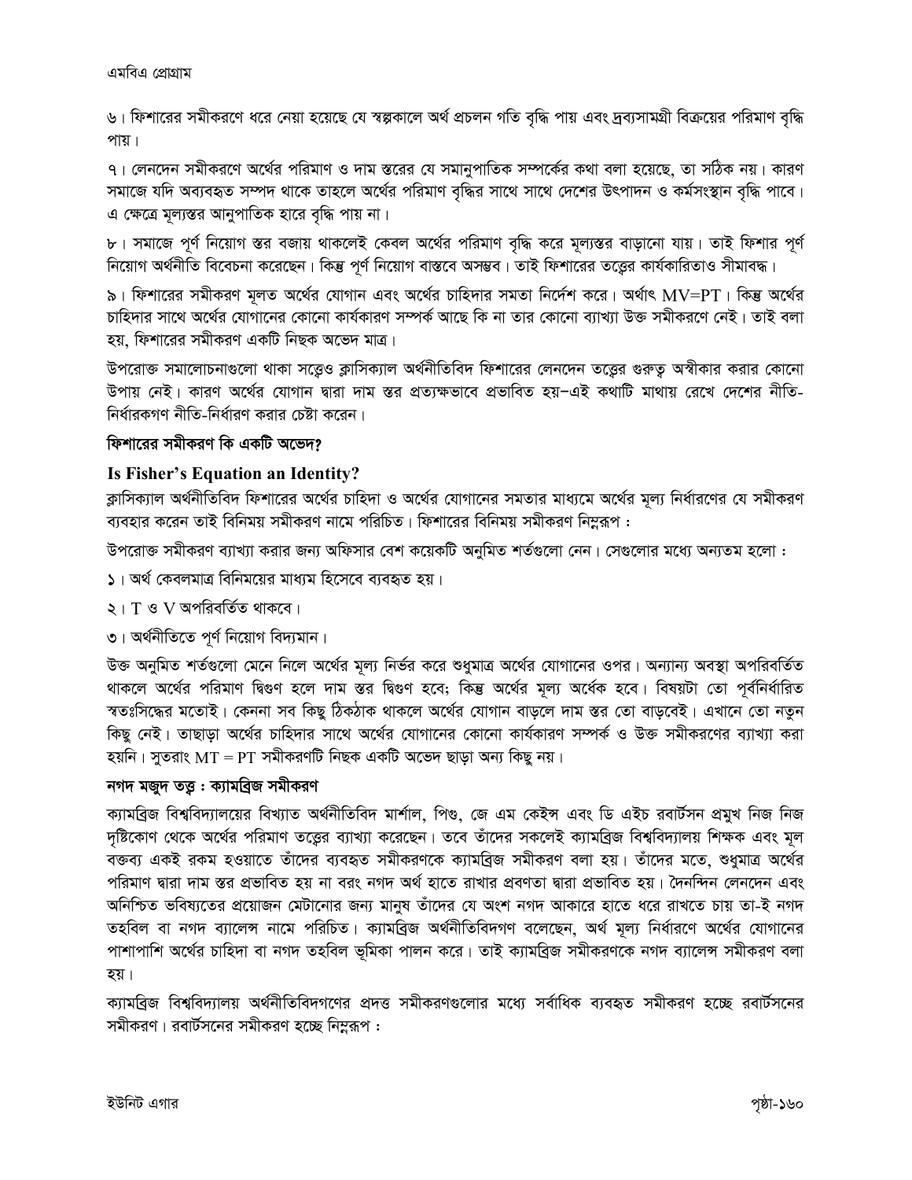৬। ফিশারের সমীকরণে ধরে নেয়া হয়েছে যে স্বল্পকালে অর্থ প্রচলন গতি বৃদ্ধি পায় এবং দ্রব্যসামগ্রী বিক্রয়ের পরিমাণ বৃদ্ধি পায়।

৭। লেনদেন সমীকরণে অর্থের পরিমাণ ও দাম স্তরের যে সমানুপাতিক সম্পর্কের কথা বলা হয়েছে, তা সঠিক নয়। কারণ সমাজে যদি অব্যবহৃত সম্পদ থাকে তাহলে অর্থের পরিমাণ বৃদ্ধির সাথে সাথে দেশের উৎপাদন ও কর্মসংস্থান বৃদ্ধি পাবে। এ ক্ষেত্রে মূল্যস্তর আনুপাতিক হারে বৃদ্ধি পায় না।

৮। সমাজে পূর্ণ নিয়োগ স্তর বজায় থাকলেই কেবল অর্থের পরিমাণ বৃদ্ধি করে মূল্যস্তর বাড়ানো যায়। তাই ফিশার পূর্ণ নিয়োগ অর্থনীতি বিবেচনা করেছেন। কিন্তু পূর্ণ নিয়োগ বাস্তবে অসম্ভব। তাই ফিশারের তত্ত্বের কার্যকারিতাও সীমাবদ্ধ।

৯। ফিশারের সমীকরণ মূলত অর্থের যোগান এবং অর্থের চাহিদার সমতা নির্দেশ করে। অর্থাৎ $MV=PT$। কিন্তু অর্থের চাহিদার সাথে অর্থের যোগানের কোনো কার্যকারণ সম্পর্ক আছে কি না তার কোনো ব্যাখ্যা উক্ত সমীকরণে নেই। তাই বলা হয়, ফিশারের সমীকরণ একটি নিছক অভেদ মাত্র।

উপরোক্ত সমালোচনাগুলো থাকা সত্ত্বেও ক্লাসিক্যাল অর্থনীতিবিদ ফিশারের লেনদেন তত্ত্বের গুরুত্ব অস্বীকার করার কোনো উপায় নেই। কারণ অর্থের যোগান দ্বারা দাম স্তর প্রত্যক্ষভাবে প্রভাবিত হয়–এই কথাটি মাথায় রেখে দেশের নীতি-নির্ধারকগণ নীতি-নির্ধারণ করার চেষ্টা করেন।

**ফিশারের সমীকরণ কি একটি অভেদ?**

## Is Fisher's Equation an Identity?

ক্লাসিক্যাল অর্থনীতিবিদ ফিশারের অর্থের চাহিদা ও অর্থের যোগানের সমতার মাধ্যমে অর্থের মূল্য নির্ধারণের যে সমীকরণ ব্যবহার করেন তাই বিনিময় সমীকরণ নামে পরিচিত। ফিশারের বিনিময় সমীকরণ নিম্নরূপ :

উপরোক্ত সমীকরণ ব্যাখ্যা করার জন্য অফিসার বেশ কয়েকটি অনুমিত শর্তগুলো নেন। সেগুলোর মধ্যে অন্যতম হলো :

১। অর্থ কেবলমাত্র বিনিময়ের মাধ্যম হিসেবে ব্যবহৃত হয়।

২। $T$ ও $V$ অপরিবর্তিত থাকবে।

৩। অর্থনীতিতে পূর্ণ নিয়োগ বিদ্যমান।

উক্ত অনুমিত শর্তগুলো মেনে নিলে অর্থের মূল্য নির্ভর করে শুধুমাত্র অর্থের যোগানের ওপর। অন্যান্য অবস্থা অপরিবর্তিত থাকলে অর্থের পরিমাণ দ্বিগুণ হলে দাম স্তর দ্বিগুণ হবে; কিন্তু অর্থের মূল্য অর্ধেক হবে। বিষয়টা তো পূর্বনির্ধারিত স্বতঃসিদ্ধের মতোই। কেননা সব কিছু ঠিকঠাক থাকলে অর্থের যোগান বাড়লে দাম স্তর তো বাড়বেই। এখানে তো নতুন কিছু নেই। তাছাড়া অর্থের চাহিদার সাথে অর্থের যোগানের কোনো কার্যকারণ সম্পর্ক ও উক্ত সমীকরণের ব্যাখ্যা করা হয়নি। সুতরাং $MT = PT$ সমীকরণটি নিছক একটি অভেদ ছাড়া অন্য কিছু নয়।

**নগদ মজুদ তত্ত্ব : ক্যামব্রিজ সমীকরণ**

ক্যামব্রিজ বিশ্ববিদ্যালয়ের বিখ্যাত অর্থনীতিবিদ মার্শাল, পিগু, জে এম কেইন্স এবং ডি এইচ রবার্টসন প্রমুখ নিজ নিজ দৃষ্টিকোণ থেকে অর্থের পরিমাণ তত্ত্বের ব্যাখ্যা করেছেন। তবে তাঁদের সকলেই ক্যামব্রিজ বিশ্ববিদ্যালয় শিক্ষক এবং মূল বক্তব্য একই রকম হওয়াতে তাঁদের ব্যবহৃত সমীকরণকে ক্যামব্রিজ সমীকরণ বলা হয়। তাঁদের মতে, শুধুমাত্র অর্থের পরিমাণ দ্বারা দাম স্তর প্রভাবিত হয় না বরং নগদ অর্থ হাতে রাখার প্রবণতা দ্বারা প্রভাবিত হয়। দৈনন্দিন লেনদেন এবং অনিশ্চিত ভবিষ্যতের প্রয়োজন মেটানোর জন্য মানুষ তাঁদের যে অংশ নগদ আকারে হাতে ধরে রাখতে চায় তা-ই নগদ তহবিল বা নগদ ব্যালেন্স নামে পরিচিত। ক্যামব্রিজ অর্থনীতিবিদগণ বলেছেন, অর্থ মূল্য নির্ধারণে অর্থের যোগানের পাশাপাশি অর্থের চাহিদা বা নগদ তহবিল ভূমিকা পালন করে। তাই ক্যামব্রিজ সমীকরণকে নগদ ব্যালেন্স সমীকরণ বলা হয়।

ক্যামব্রিজ বিশ্ববিদ্যালয় অর্থনীতিবিদগণের প্রদত্ত সমীকরণগুলোর মধ্যে সর্বাধিক ব্যবহৃত সমীকরণ হচ্ছে রবার্টসনের সমীকরণ। রবার্টসনের সমীকরণ হচ্ছে নিম্নরূপ :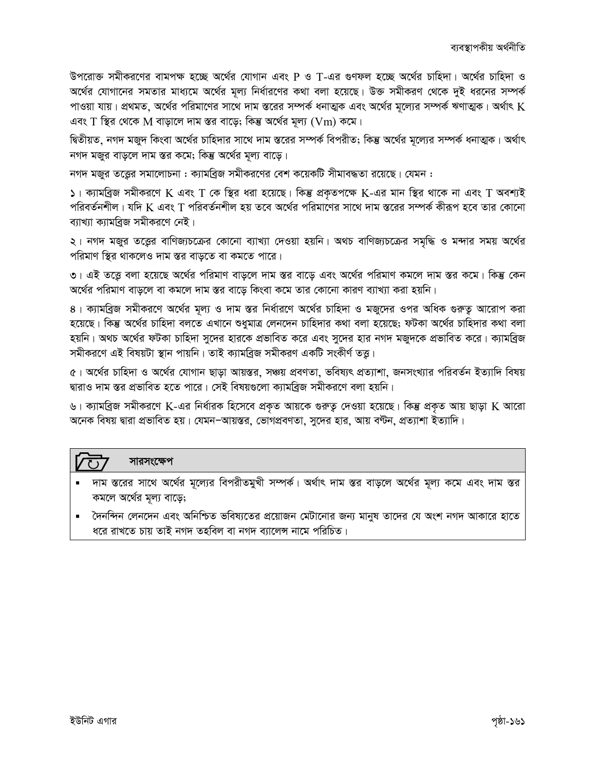উপরোক্ত সমীকরণের বামপক্ষ হচ্ছে অর্থের যোগান এবং $P$ ও $T$-এর গুণফল হচ্ছে অর্থের চাহিদা। অর্থের চাহিদা ও অর্থের যোগানের সমতার মাধ্যমে অর্থের মূল্য নির্ধারণের কথা বলা হয়েছে। উক্ত সমীকরণ থেকে দুই ধরনের সম্পর্ক পাওয়া যায়। প্রথমত, অর্থের পরিমাণের সাথে দাম স্তরের সম্পর্ক ধনাত্মক এবং অর্থের মূল্যের সম্পর্ক ঋণাত্মক। অর্থাৎ $K$ এবং $T$ স্থির থেকে $M$ বাড়ালে দাম স্তর বাড়ে; কিন্তু অর্থের মূল্য ($Vm$) কমে।

দ্বিতীয়ত, নগদ মজুদ কিংবা অর্থের চাহিদার সাথে দাম স্তরের সম্পর্ক বিপরীত; কিন্তু অর্থের মূল্যের সম্পর্ক ধনাত্মক। অর্থাৎ নগদ মজুর বাড়লে দাম স্তর কমে; কিন্তু অর্থের মূল্য বাড়ে।

নগদ মজুর তত্ত্বের সমালোচনা : ক্যামব্রিজ সমীকরণের বেশ কয়েকটি সীমাবদ্ধতা রয়েছে। যেমন :

১। ক্যামব্রিজ সমীকরণে $K$ এবং $T$ কে স্থির ধরা হয়েছে। কিন্তু প্রকৃতপক্ষে $K$-এর মান স্থির থাকে না এবং $T$ অবশ্যই পরিবর্তনশীল। যদি $K$ এবং $T$ পরিবর্তনশীল হয় তবে অর্থের পরিমাণের সাথে দাম স্তরের সম্পর্ক কীরূপ হবে তার কোনো ব্যাখ্যা ক্যামব্রিজ সমীকরণে নেই।

২। নগদ মজুর তত্ত্বের বাণিজ্যচক্রের কোনো ব্যাখ্যা দেওয়া হয়নি। অথচ বাণিজ্যচক্রের সমৃদ্ধি ও মন্দার সময় অর্থের পরিমাণ স্থির থাকলেও দাম স্তর বাড়তে বা কমতে পারে।

৩। এই তত্ত্বে বলা হয়েছে অর্থের পরিমাণ বাড়লে দাম স্তর বাড়ে এবং অর্থের পরিমাণ কমলে দাম স্তর কমে। কিন্তু কেন অর্থের পরিমাণ বাড়লে বা কমলে দাম স্তর বাড়ে কিংবা কমে তার কোনো কারণ ব্যাখ্যা করা হয়নি।

৪। ক্যামব্রিজ সমীকরণে অর্থের মূল্য ও দাম স্তর নির্ধারণে অর্থের চাহিদা ও মজুদের ওপর অধিক গুরুত্ব আরোপ করা হয়েছে। কিন্তু অর্থের চাহিদা বলতে এখানে শুধুমাত্র লেনদেন চাহিদার কথা বলা হয়েছে; ফটকা অর্থের চাহিদার কথা বলা হয়নি। অথচ অর্থের ফটকা চাহিদা সুদের হারকে প্রভাবিত করে এবং সুদের হার নগদ মজুদকে প্রভাবিত করে। ক্যামব্রিজ সমীকরণে এই বিষয়টা স্থান পায়নি। তাই ক্যামব্রিজ সমীকরণ একটি সংকীর্ণ তত্ত্ব।

৫। অর্থের চাহিদা ও অর্থের যোগান ছাড়া আয়স্তর, সঞ্চয় প্রবণতা, ভবিষ্যৎ প্রত্যাশা, জনসংখ্যার পরিবর্তন ইত্যাদি বিষয় দ্বারাও দাম স্তর প্রভাবিত হতে পারে। সেই বিষয়গুলো ক্যামব্রিজ সমীকরণে বলা হয়নি।

৬। ক্যামব্রিজ সমীকরণে $K$-এর নির্ধারক হিসেবে প্রকৃত আয়কে গুরুত্ব দেওয়া হয়েছে। কিন্তু প্রকৃত আয় ছাড়া $K$ আরো অনেক বিষয় দ্বারা প্রভাবিত হয়। যেমন–আয়স্তর, ভোগপ্রবণতা, সুদের হার, আয় বন্টন, প্রত্যাশা ইত্যাদি।

### সারসংক্ষেপ

- দাম স্তরের সাথে অর্থের মূল্যের বিপরীতমুখী সম্পর্ক। অর্থাৎ দাম স্তর বাড়লে অর্থের মূল্য কমে এবং দাম স্তর কমলে অর্থের মূল্য বাড়ে;
- দৈনন্দিন লেনদেন এবং অনিশ্চিত ভবিষ্যতের প্রয়োজন মেটানোর জন্য মানুষ তাদের যে অংশ নগদ আকারে হাতে ধরে রাখতে চায় তাই নগদ তহবিল বা নগদ ব্যালেন্স নামে পরিচিত।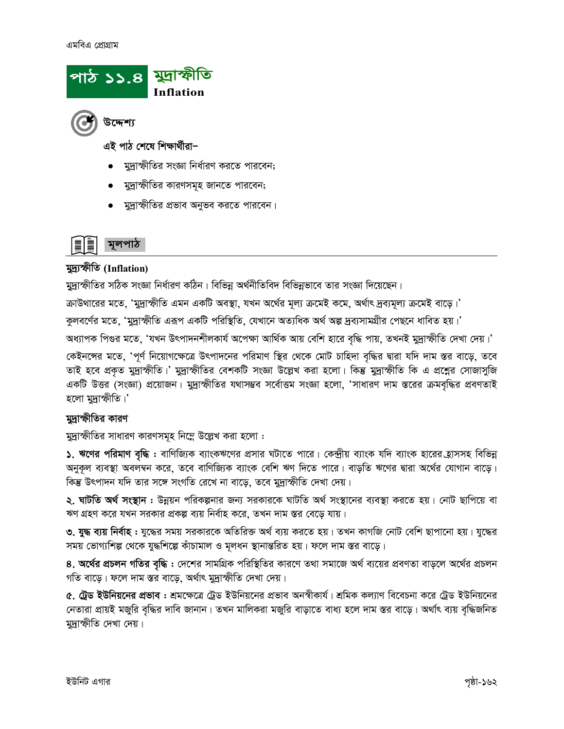# পাঠ ১১.৪ মুদ্রাস্ফীতি
**Inflation**

### উদ্দেশ্য

**এই পাঠ শেষে শিক্ষার্থীরা–**

- মুদ্রাস্ফীতির সংজ্ঞা নির্ধারণ করতে পারবেন;
- মুদ্রাস্ফীতির কারণসমূহ জানতে পারবেন;
- মুদ্রাস্ফীতির প্রভাব অনুভব করতে পারবেন।

### মূলপাঠ

**মুদ্র্যাস্ফীতি (Inflation)**

মুদ্রাস্ফীতির সঠিক সংজ্ঞা নির্ধারণ কঠিন। বিভিন্ন অর্থনীতিবিদ বিভিন্নভাবে তার সংজ্ঞা দিয়েছেন।

ক্রাউথারের মতে, 'মুদ্রাস্ফীতি এমন একটি অবস্থা, যখন অর্থের মূল্য ক্রমেই কমে, অর্থাৎ দ্রব্যমূল্য ক্রমেই বাড়ে।'

কুলবর্ণের মতে, 'মুদ্রাস্ফীতি এরূপ একটি পরিস্থিতি, যেখানে অত্যধিক অর্থ অল্প দ্রব্যসামগ্রীর পেছনে ধাবিত হয়।'

অধ্যাপক পিগুর মতে, 'যখন উৎপাদনশীলকার্য অপেক্ষা আর্থিক আয় বেশি হারে বৃদ্ধি পায়, তখনই মুদ্রাস্ফীতি দেখা দেয়।'

কেইনসের মতে, 'পূর্ণ নিয়োগক্ষেত্রে উৎপাদনের পরিমাণ স্থির থেকে মোট চাহিদা বৃদ্ধির দ্বারা যদি দাম স্তর বাড়ে, তবে তাই হবে প্রকৃত মুদ্রাস্ফীতি।' মুদ্রাস্ফীতির বেশকটি সংজ্ঞা উল্লেখ করা হলো। কিন্তু মুদ্রাস্ফীতি কি এ প্রশ্নের সোজাসুজি একটি উত্তর (সংজ্ঞা) প্রয়োজন। মুদ্রাস্ফীতির যথাসম্ভব সর্বোত্তম সংজ্ঞা হলো, 'সাধারণ দাম স্তরের ক্রমবৃদ্ধির প্রবণতাই হলো মুদ্রাস্ফীতি।'

**মুদ্রাস্ফীতির কারণ**

মুদ্রাস্ফীতির সাধারণ কারণসমূহ নিম্নে উল্লেখ করা হলো :

**১. ঋণের পরিমাণ বৃদ্ধি :** বাণিজ্যিক ব্যাংকঋণের প্রসার ঘটাতে পারে। কেন্দ্রীয় ব্যাংক যদি ব্যাংক হারের হ্রাসসহ বিভিন্ন অনুকূল ব্যবস্থা অবলম্বন করে, তবে বাণিজ্যিক ব্যাংক বেশি ঋণ দিতে পারে। বাড়তি ঋণের দ্বারা অর্থের যোগান বাড়ে। কিন্তু উৎপাদন যদি তার সঙ্গে সংগতি রেখে না বাড়ে, তবে মুদ্রাস্ফীতি দেখা দেয়।

**২. ঘাটতি অর্থ সংস্থান :** উন্নয়ন পরিকল্পনার জন্য সরকারকে ঘাটতি অর্থ সংস্থানের ব্যবস্থা করতে হয়। নোট ছাপিয়ে বা ঋণ গ্রহণ করে যখন সরকার প্রকল্প ব্যয় নির্বাহ করে, তখন দাম স্তর বেড়ে যায়।

**৩. যুদ্ধ ব্যয় নির্বাহ :** যুদ্ধের সময় সরকারকে অতিরিক্ত অর্থ ব্যয় করতে হয়। তখন কাগজি নোট বেশি ছাপানো হয়। যুদ্ধের সময় ভোগ্যশিল্প থেকে যুদ্ধশিল্পে কাঁচামাল ও মূলধন স্থানান্তরিত হয়। ফলে দাম স্তর বাড়ে।

**৪. অর্থের প্রচলন গতির বৃদ্ধি :** দেশের সামগ্রিক পরিস্থিতির কারণে তথা সমাজে অর্থ ব্যয়ের প্রবণতা বাড়লে অর্থের প্রচলন গতি বাড়ে। ফলে দাম স্তর বাড়ে, অর্থাৎ মুদ্রাস্ফীতি দেখা দেয়।

**৫. ট্রেড ইউনিয়নের প্রভাব :** শ্রমক্ষেত্রে ট্রেড ইউনিয়নের প্রভাব অনস্বীকার্য। শ্রমিক কল্যাণ বিবেচনা করে ট্রেড ইউনিয়নের নেতারা প্রায়ই মজুরি বৃদ্ধির দাবি জানান। তখন মালিকরা মজুরি বাড়াতে বাধ্য হলে দাম স্তর বাড়ে। অর্থাৎ ব্যয় বৃদ্ধিজনিত মুদ্রাস্ফীতি দেখা দেয়।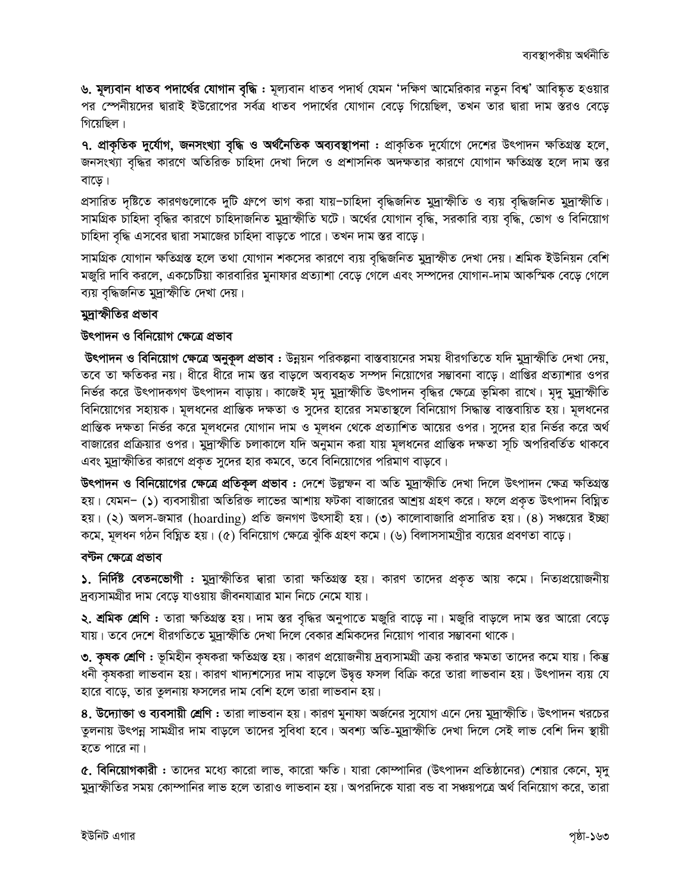**৬. মূল্যবান ধাতব পদার্থের যোগান বৃদ্ধি :** মূল্যবান ধাতব পদার্থ যেমন 'দক্ষিণ আমেরিকার নতুন বিশ্ব' আবিষ্কৃত হওয়ার পর স্পেনীয়দের দ্বারাই ইউরোপের সর্বত্র ধাতব পদার্থের যোগান বেড়ে গিয়েছিল, তখন তার দ্বারা দাম স্তরও বেড়ে গিয়েছিল।

**৭. প্রাকৃতিক দুর্যোগ, জনসংখ্যা বৃদ্ধি ও অর্থনৈতিক অব্যবস্থাপনা :** প্রাকৃতিক দুর্যোগে দেশের উৎপাদন ক্ষতিগ্রস্ত হলে, জনসংখ্যা বৃদ্ধির কারণে অতিরিক্ত চাহিদা দেখা দিলে ও প্রশাসনিক অদক্ষতার কারণে যোগান ক্ষতিগ্রস্ত হলে দাম স্তর বাড়ে।

প্রসারিত দৃষ্টিতে কারণগুলোকে দুটি গ্রুপে ভাগ করা যায়–চাহিদা বৃদ্ধিজনিত মুদ্রাস্ফীতি ও ব্যয় বৃদ্ধিজনিত মুদ্রাস্ফীতি। সামগ্রিক চাহিদা বৃদ্ধির কারণে চাহিদাজনিত মুদ্রাস্ফীতি ঘটে। অর্থের যোগান বৃদ্ধি, সরকারি ব্যয় বৃদ্ধি, ভোগ ও বিনিয়োগ চাহিদা বৃদ্ধি এসবের দ্বারা সমাজের চাহিদা বাড়তে পারে। তখন দাম স্তর বাড়ে।

সামগ্রিক যোগান ক্ষতিগ্রস্ত হলে তথা যোগান শকসের কারণে ব্যয় বৃদ্ধিজনিত মুদ্রাস্ফীত দেখা দেয়। শ্রমিক ইউনিয়ন বেশি মজুরি দাবি করলে, একচেটিয়া কারবারির মুনাফার প্রত্যাশা বেড়ে গেলে এবং সম্পদের যোগান-দাম আকস্মিক বেড়ে গেলে ব্যয় বৃদ্ধিজনিত মুদ্রাস্ফীতি দেখা দেয়।

### মুদ্রাস্ফীতির প্রভাব

#### উৎপাদন ও বিনিয়োগ ক্ষেত্রে প্রভাব

**উৎপাদন ও বিনিয়োগ ক্ষেত্রে অনুকূল প্রভাব :** উন্নয়ন পরিকল্পনা বাস্তবায়নের সময় ধীরগতিতে যদি মুদ্রাস্ফীতি দেখা দেয়, তবে তা ক্ষতিকর নয়। ধীরে ধীরে দাম স্তর বাড়লে অব্যবহৃত সম্পদ নিয়োগের সম্ভাবনা বাড়ে। প্রাপ্তির প্রত্যাশার ওপর নির্ভর করে উৎপাদকগণ উৎপাদন বাড়ায়। কাজেই মৃদু মুদ্রাস্ফীতি উৎপাদন বৃদ্ধির ক্ষেত্রে ভূমিকা রাখে। মৃদু মুদ্রাস্ফীতি বিনিয়োগের সহায়ক। মূলধনের প্রান্তিক দক্ষতা ও সুদের হারের সমতাস্থলে বিনিয়োগ সিদ্ধান্ত বাস্তবায়িত হয়। মূলধনের প্রান্তিক দক্ষতা নির্ভর করে মূলধনের যোগান দাম ও মূলধন থেকে প্রত্যাশিত আয়ের ওপর। সুদের হার নির্ভর করে অর্থ বাজারের প্রক্রিয়ার ওপর। মুদ্রাস্ফীতি চলাকালে যদি অনুমান করা যায় মূলধনের প্রান্তিক দক্ষতা সূচি অপরিবর্তিত থাকবে এবং মুদ্রাস্ফীতির কারণে প্রকৃত সুদের হার কমবে, তবে বিনিয়োগের পরিমাণ বাড়বে।

**উৎপাদন ও বিনিয়োগের ক্ষেত্রে প্রতিকূল প্রভাব :** দেশে উল্লম্ফন বা অতি মুদ্রাস্ফীতি দেখা দিলে উৎপাদন ক্ষেত্র ক্ষতিগ্রস্ত হয়। যেমন– (১) ব্যবসায়ীরা অতিরিক্ত লাভের আশায় ফটকা বাজারের আশ্রয় গ্রহণ করে। ফলে প্রকৃত উৎপাদন বিঘ্নিত হয়। (২) অলস-জমার (hoarding) প্রতি জনগণ উৎসাহী হয়। (৩) কালোবাজারি প্রসারিত হয়। (৪) সঞ্চয়ের ইচ্ছা কমে, মূলধন গঠন বিঘ্নিত হয়। (৫) বিনিয়োগ ক্ষেত্রে ঝুঁকি গ্রহণ কমে। (৬) বিলাসসামগ্রীর ব্যয়ের প্রবণতা বাড়ে।

#### বণ্টন ক্ষেত্রে প্রভাব

**১. নির্দিষ্ট বেতনভোগী :** মুদ্রাস্ফীতির দ্বারা তারা ক্ষতিগ্রস্ত হয়। কারণ তাদের প্রকৃত আয় কমে। নিত্যপ্রয়োজনীয় দ্রব্যসামগ্রীর দাম বেড়ে যাওয়ায় জীবনযাত্রার মান নিচে নেমে যায়।

**২. শ্রমিক শ্রেণি :** তারা ক্ষতিগ্রস্ত হয়। দাম স্তর বৃদ্ধির অনুপাতে মজুরি বাড়ে না। মজুরি বাড়লে দাম স্তর আরো বেড়ে যায়। তবে দেশে ধীরগতিতে মুদ্রাস্ফীতি দেখা দিলে বেকার শ্রমিকদের নিয়োগ পাবার সম্ভাবনা থাকে।

**৩. কৃষক শ্রেণি :** ভূমিহীন কৃষকরা ক্ষতিগ্রস্ত হয়। কারণ প্রয়োজনীয় দ্রব্যসামগ্রী ক্রয় করার ক্ষমতা তাদের কমে যায়। কিন্তু ধনী কৃষকরা লাভবান হয়। কারণ খাদ্যশস্যের দাম বাড়লে উদ্বৃত্ত ফসল বিক্রি করে তারা লাভবান হয়। উৎপাদন ব্যয় যে হারে বাড়ে, তার তুলনায় ফসলের দাম বেশি হলে তারা লাভবান হয়।

**৪. উদ্যোক্তা ও ব্যবসায়ী শ্রেণি :** তারা লাভবান হয়। কারণ মুনাফা অর্জনের সুযোগ এনে দেয় মুদ্রাস্ফীতি। উৎপাদন খরচের তুলনায় উৎপন্ন সামগ্রীর দাম বাড়লে তাদের সুবিধা হবে। অবশ্য অতি-মুদ্রাস্ফীতি দেখা দিলে সেই লাভ বেশি দিন স্থায়ী হতে পারে না।

**৫. বিনিয়োগকারী :** তাদের মধ্যে কারো লাভ, কারো ক্ষতি। যারা কোম্পানির (উৎপাদন প্রতিষ্ঠানের) শেয়ার কেনে, মৃদু মুদ্রাস্ফীতির সময় কোম্পানির লাভ হলে তারাও লাভবান হয়। অপরদিকে যারা বন্ড বা সঞ্চয়পত্রে অর্থ বিনিয়োগ করে, তারা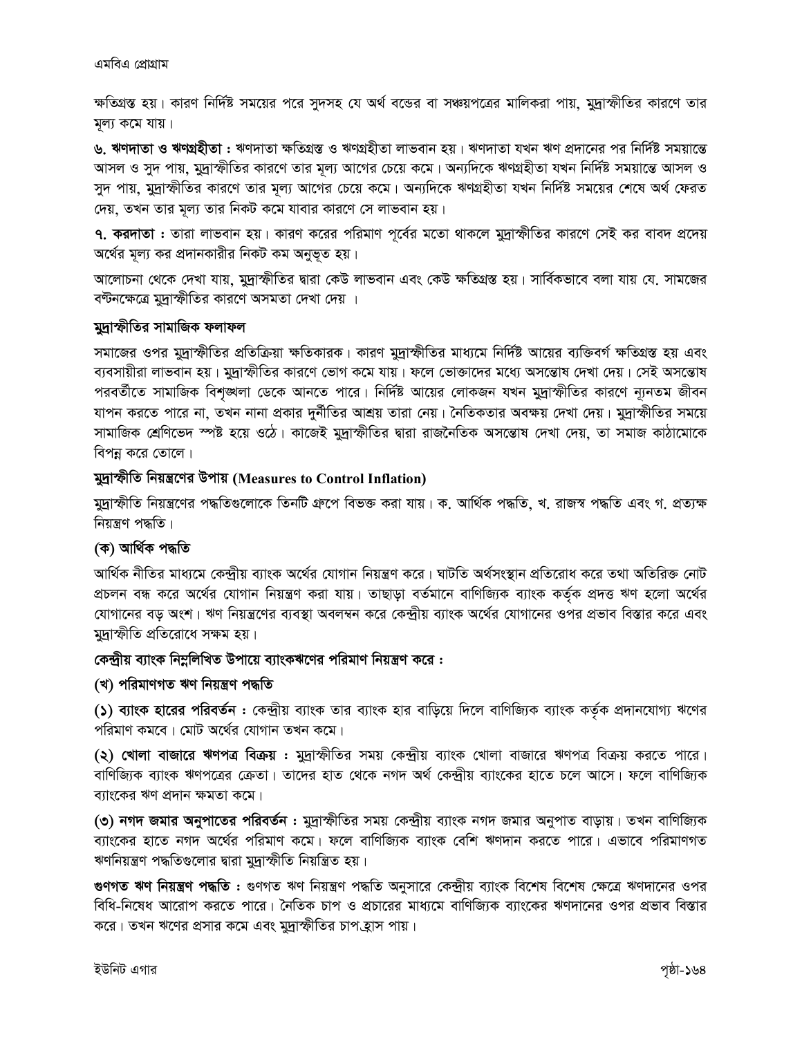ক্ষতিগ্রস্ত হয়। কারণ নির্দিষ্ট সময়ের পরে সুদসহ যে অর্থ বন্ডের বা সঞ্চয়পত্রের মালিকরা পায়, মুদ্রাস্ফীতির কারণে তার মূল্য কমে যায়।

**৬. ঋণদাতা ও ঋণগ্রহীতা :** ঋণদাতা ক্ষতিগ্রস্ত ও ঋণগ্রহীতা লাভবান হয়। ঋণদাতা যখন ঋণ প্রদানের পর নির্দিষ্ট সময়ান্তে আসল ও সুদ পায়, মুদ্রাস্ফীতির কারণে তার মূল্য আগের চেয়ে কমে। অন্যদিকে ঋণগ্রহীতা যখন নির্দিষ্ট সময়ান্তে আসল ও সুদ পায়, মুদ্রাস্ফীতির কারণে তার মূল্য আগের চেয়ে কমে। অন্যদিকে ঋণগ্রহীতা যখন নির্দিষ্ট সময়ের শেষে অর্থ ফেরত দেয়, তখন তার মূল্য তার নিকট কমে যাবার কারণে সে লাভবান হয়।

**৭. করদাতা :** তারা লাভবান হয়। কারণ করের পরিমাণ পূর্বের মতো থাকলে মুদ্রাস্ফীতির কারণে সেই কর বাবদ প্রদেয় অর্থের মূল্য কর প্রদানকারীর নিকট কম অনুভূত হয়।

আলোচনা থেকে দেখা যায়, মুদ্রাস্ফীতির দ্বারা কেউ লাভবান এবং কেউ ক্ষতিগ্রস্ত হয়। সার্বিকভাবে বলা যায় যে. সামজের বন্টনক্ষেত্রে মুদ্রাস্ফীতির কারণে অসমতা দেখা দেয় ।

### মুদ্রাস্ফীতির সামাজিক ফলাফল

সমাজের ওপর মুদ্রাস্ফীতির প্রতিক্রিয়া ক্ষতিকারক। কারণ মুদ্রাস্ফীতির মাধ্যমে নির্দিষ্ট আয়ের ব্যক্তিবর্গ ক্ষতিগ্রস্ত হয় এবং ব্যবসায়ীরা লাভবান হয়। মুদ্রাস্ফীতির কারণে ভোগ কমে যায়। ফলে ভোক্তাদের মধ্যে অসন্তোষ দেখা দেয়। সেই অসন্তোষ পরবর্তীতে সামাজিক বিশৃঙ্খলা ডেকে আনতে পারে। নির্দিষ্ট আয়ের লোকজন যখন মুদ্রাস্ফীতির কারণে ন্যূনতম জীবন যাপন করতে পারে না, তখন নানা প্রকার দুর্নীতির আশ্রয় তারা নেয়। নৈতিকতার অবক্ষয় দেখা দেয়। মুদ্রাস্ফীতির সময়ে সামাজিক শ্রেণিভেদ স্পষ্ট হয়ে ওঠে। কাজেই মুদ্রাস্ফীতির দ্বারা রাজনৈতিক অসন্তোষ দেখা দেয়, তা সমাজ কাঠামোকে বিপন্ন করে তোলে।

### মুদ্রাস্ফীতি নিয়ন্ত্রণের উপায় (Measures to Control Inflation)

মুদ্রাস্ফীতি নিয়ন্ত্রণের পদ্ধতিগুলোকে তিনটি গ্রুপে বিভক্ত করা যায়। ক. আর্থিক পদ্ধতি, খ. রাজস্ব পদ্ধতি এবং গ. প্রত্যক্ষ নিয়ন্ত্রণ পদ্ধতি।

### (ক) আর্থিক পদ্ধতি

আর্থিক নীতির মাধ্যমে কেন্দ্রীয় ব্যাংক অর্থের যোগান নিয়ন্ত্রণ করে। ঘাটতি অর্থসংস্থান প্রতিরোধ করে তথা অতিরিক্ত নোট প্রচলন বন্ধ করে অর্থের যোগান নিয়ন্ত্রণ করা যায়। তাছাড়া বর্তমানে বাণিজ্যিক ব্যাংক কর্তৃক প্রদত্ত ঋণ হলো অর্থের যোগানের বড় অংশ। ঋণ নিয়ন্ত্রণের ব্যবস্থা অবলম্বন করে কেন্দ্রীয় ব্যাংক অর্থের যোগানের ওপর প্রভাব বিস্তার করে এবং মুদ্রাস্ফীতি প্রতিরোধে সক্ষম হয়।

**কেন্দ্রীয় ব্যাংক নিম্নলিখিত উপায়ে ব্যাংকঋণের পরিমাণ নিয়ন্ত্রণ করে :**

### (খ) পরিমাণগত ঋণ নিয়ন্ত্রণ পদ্ধতি

**(১) ব্যাংক হারের পরিবর্তন :** কেন্দ্রীয় ব্যাংক তার ব্যাংক হার বাড়িয়ে দিলে বাণিজ্যিক ব্যাংক কর্তৃক প্রদানযোগ্য ঋণের পরিমাণ কমবে। মোট অর্থের যোগান তখন কমে।

**(২) খোলা বাজারে ঋণপত্র বিক্রয় :** মুদ্রাস্ফীতির সময় কেন্দ্রীয় ব্যাংক খোলা বাজারে ঋণপত্র বিক্রয় করতে পারে। বাণিজ্যিক ব্যাংক ঋণপত্রের ক্রেতা। তাদের হাত থেকে নগদ অর্থ কেন্দ্রীয় ব্যাংকের হাতে চলে আসে। ফলে বাণিজ্যিক ব্যাংকের ঋণ প্রদান ক্ষমতা কমে।

**(৩) নগদ জমার অনুপাতের পরিবর্তন :** মুদ্রাস্ফীতির সময় কেন্দ্রীয় ব্যাংক নগদ জমার অনুপাত বাড়ায়। তখন বাণিজ্যিক ব্যাংকের হাতে নগদ অর্থের পরিমাণ কমে। ফলে বাণিজ্যিক ব্যাংক বেশি ঋণদান করতে পারে। এভাবে পরিমাণগত ঋণনিয়ন্ত্রণ পদ্ধতিগুলোর দ্বারা মুদ্রাস্ফীতি নিয়ন্ত্রিত হয়।

**গুণগত ঋণ নিয়ন্ত্রণ পদ্ধতি :** গুণগত ঋণ নিয়ন্ত্রণ পদ্ধতি অনুসারে কেন্দ্রীয় ব্যাংক বিশেষ বিশেষ ক্ষেত্রে ঋণদানের ওপর বিধি-নিষেধ আরোপ করতে পারে। নৈতিক চাপ ও প্রচারের মাধ্যমে বাণিজ্যিক ব্যাংকের ঋণদানের ওপর প্রভাব বিস্তার করে। তখন ঋণের প্রসার কমে এবং মুদ্রাস্ফীতির চাপ হ্রাস পায়।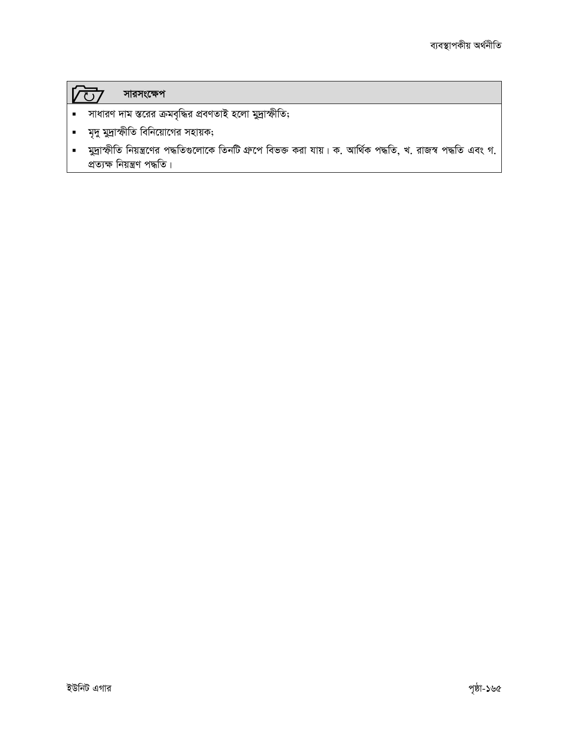## সারসংক্ষেপ

- সাধারণ দাম স্তরের ক্রমবৃদ্ধির প্রবণতাই হলো মুদ্রাস্ফীতি;
- মৃদু মুদ্রাস্ফীতি বিনিয়োগের সহায়ক;
- মুদ্রাস্ফীতি নিয়ন্ত্রণের পদ্ধতিগুলোকে তিনটি গ্রুপে বিভক্ত করা যায়। ক. আর্থিক পদ্ধতি, খ. রাজস্ব পদ্ধতি এবং গ. প্রত্যক্ষ নিয়ন্ত্রণ পদ্ধতি।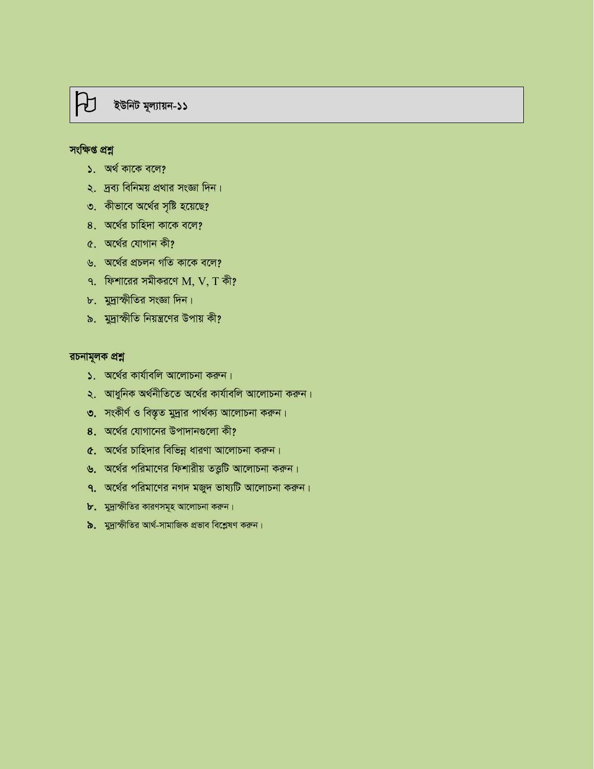## ইউনিট মূল্যায়ন-১১

### সংক্ষিপ্ত প্রশ্ন

১. অর্থ কাকে বলে?
২. দ্রব্য বিনিময় প্রথার সংজ্ঞা দিন।
৩. কীভাবে অর্থের সৃষ্টি হয়েছে?
৪. অর্থের চাহিদা কাকে বলে?
৫. অর্থের যোগান কী?
৬. অর্থের প্রচলন গতি কাকে বলে?
৭. ফিশারের সমীকরণে M, V, T কী?
৮. মুদ্রাস্ফীতির সংজ্ঞা দিন।
৯. মুদ্রাস্ফীতি নিয়ন্ত্রণের উপায় কী?

### রচনামূলক প্রশ্ন

১. অর্থের কার্যাবলি আলোচনা করুন।
২. আধুনিক অর্থনীতিতে অর্থের কার্যাবলি আলোচনা করুন।
৩. সংকীর্ণ ও বিস্তৃত মুদ্রার পার্থক্য আলোচনা করুন।
৪. অর্থের যোগানের উপাদানগুলো কী?
৫. অর্থের চাহিদার বিভিন্ন ধারণা আলোচনা করুন।
৬. অর্থের পরিমাণের ফিশারীয় তত্ত্বটি আলোচনা করুন।
৭. অর্থের পরিমাণের নগদ মজুদ ভাষ্যটি আলোচনা করুন।
৮. মুদ্রাস্ফীতির কারণসমূহ আলোচনা করুন।
৯. মুদ্রাস্ফীতির আর্থ-সামাজিক প্রভাব বিশ্লেষণ করুন।